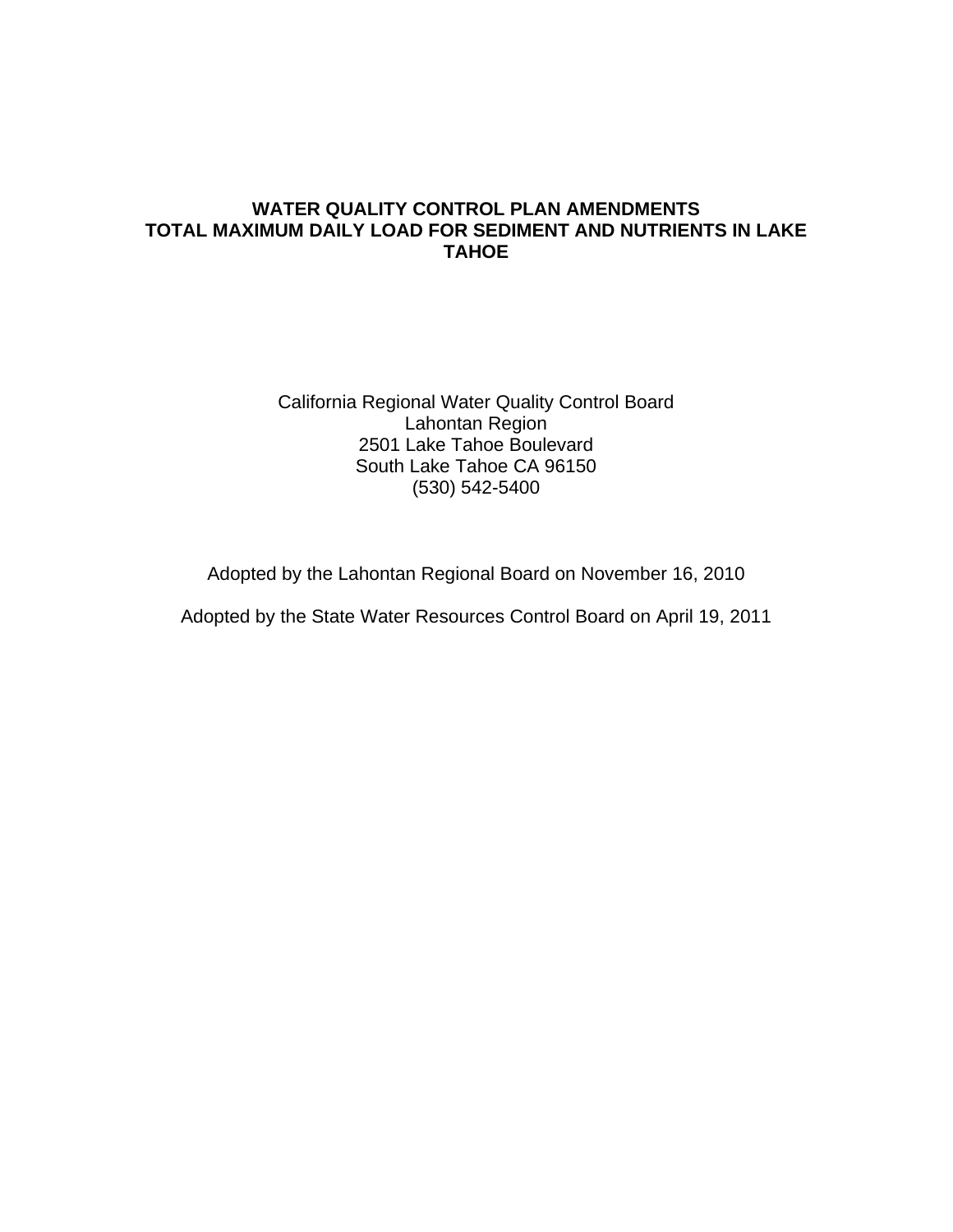# WATER QUALITY CONTROL PLAN AMENDMENTS
# TOTAL MAXIMUM DAILY LOAD FOR SEDIMENT AND NUTRIENTS IN LAKE TAHOE

California Regional Water Quality Control Board
Lahontan Region
2501 Lake Tahoe Boulevard
South Lake Tahoe CA 96150
(530) 542-5400

Adopted by the Lahontan Regional Board on November 16, 2010

Adopted by the State Water Resources Control Board on April 19, 2011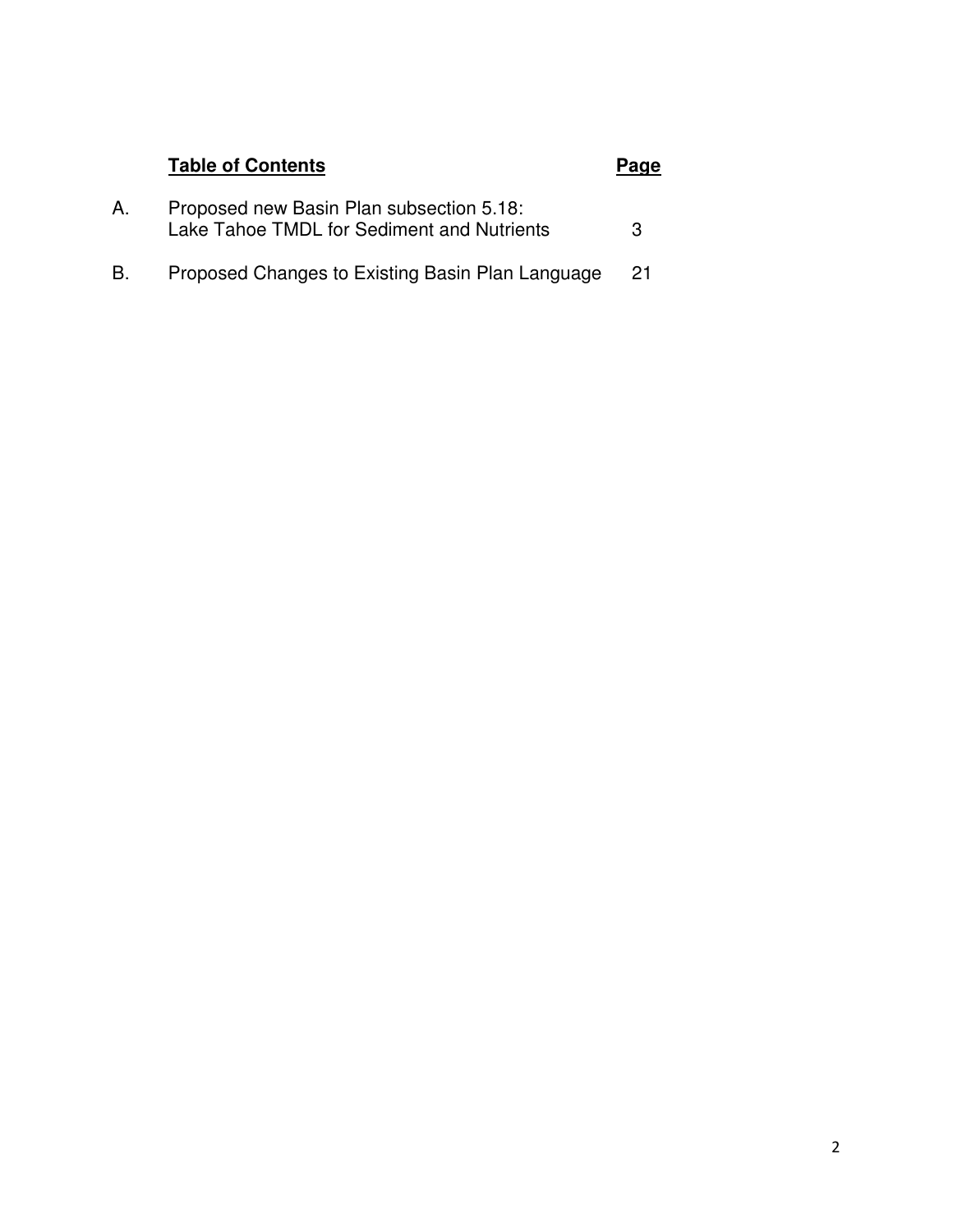| **Table of Contents** | | **Page** |
|---|---|---|
| A. | Proposed new Basin Plan subsection 5.18: Lake Tahoe TMDL for Sediment and Nutrients | 3 |
| B. | Proposed Changes to Existing Basin Plan Language | 21 |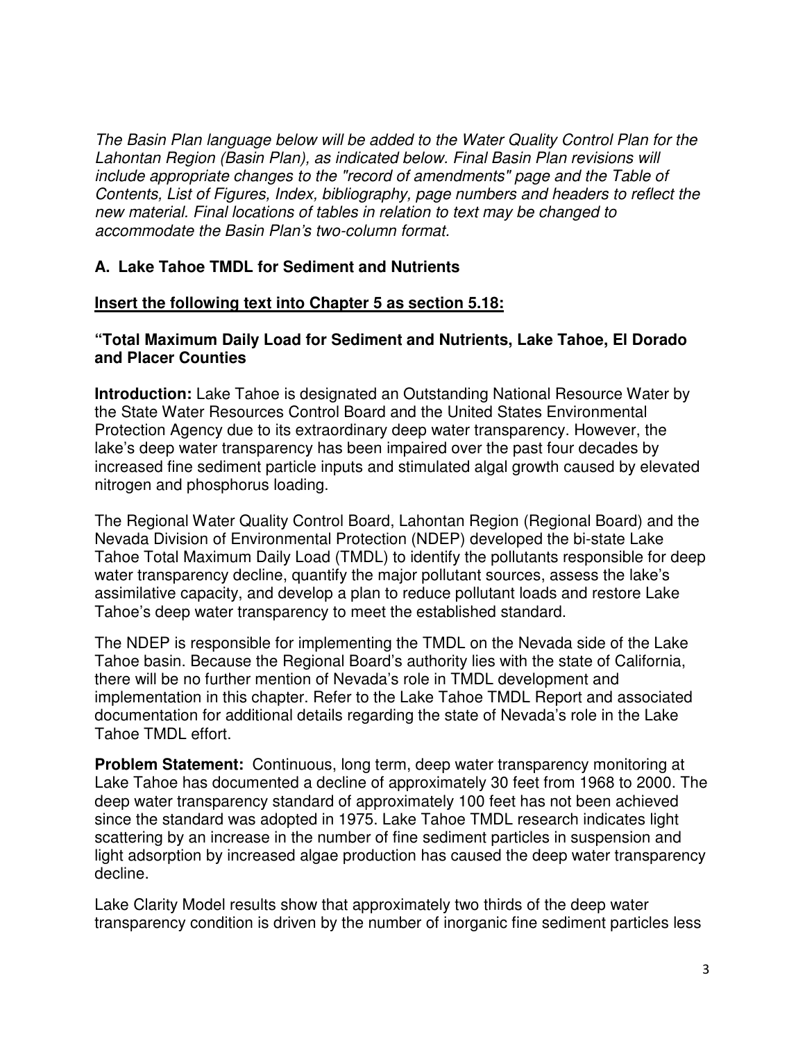*The Basin Plan language below will be added to the Water Quality Control Plan for the Lahontan Region (Basin Plan), as indicated below. Final Basin Plan revisions will include appropriate changes to the "record of amendments" page and the Table of Contents, List of Figures, Index, bibliography, page numbers and headers to reflect the new material. Final locations of tables in relation to text may be changed to accommodate the Basin Plan's two-column format.*

## A. Lake Tahoe TMDL for Sediment and Nutrients

**Insert the following text into Chapter 5 as section 5.18:**

### "Total Maximum Daily Load for Sediment and Nutrients, Lake Tahoe, El Dorado and Placer Counties

**Introduction:** Lake Tahoe is designated an Outstanding National Resource Water by the State Water Resources Control Board and the United States Environmental Protection Agency due to its extraordinary deep water transparency. However, the lake's deep water transparency has been impaired over the past four decades by increased fine sediment particle inputs and stimulated algal growth caused by elevated nitrogen and phosphorus loading.

The Regional Water Quality Control Board, Lahontan Region (Regional Board) and the Nevada Division of Environmental Protection (NDEP) developed the bi-state Lake Tahoe Total Maximum Daily Load (TMDL) to identify the pollutants responsible for deep water transparency decline, quantify the major pollutant sources, assess the lake's assimilative capacity, and develop a plan to reduce pollutant loads and restore Lake Tahoe's deep water transparency to meet the established standard.

The NDEP is responsible for implementing the TMDL on the Nevada side of the Lake Tahoe basin. Because the Regional Board's authority lies with the state of California, there will be no further mention of Nevada's role in TMDL development and implementation in this chapter. Refer to the Lake Tahoe TMDL Report and associated documentation for additional details regarding the state of Nevada's role in the Lake Tahoe TMDL effort.

**Problem Statement:** Continuous, long term, deep water transparency monitoring at Lake Tahoe has documented a decline of approximately 30 feet from 1968 to 2000. The deep water transparency standard of approximately 100 feet has not been achieved since the standard was adopted in 1975. Lake Tahoe TMDL research indicates light scattering by an increase in the number of fine sediment particles in suspension and light adsorption by increased algae production has caused the deep water transparency decline.

Lake Clarity Model results show that approximately two thirds of the deep water transparency condition is driven by the number of inorganic fine sediment particles less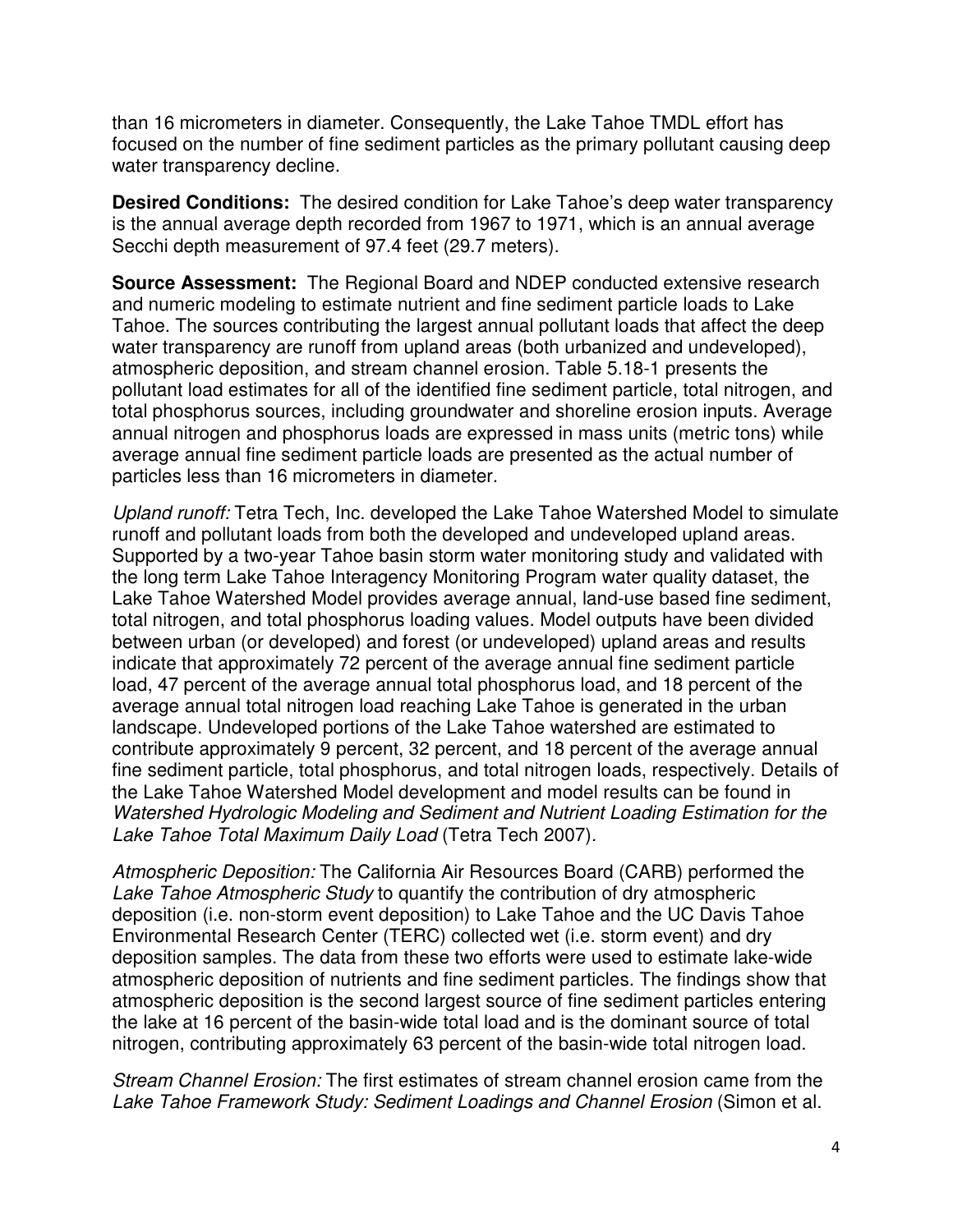than 16 micrometers in diameter. Consequently, the Lake Tahoe TMDL effort has focused on the number of fine sediment particles as the primary pollutant causing deep water transparency decline.

**Desired Conditions:** The desired condition for Lake Tahoe's deep water transparency is the annual average depth recorded from 1967 to 1971, which is an annual average Secchi depth measurement of 97.4 feet (29.7 meters).

**Source Assessment:** The Regional Board and NDEP conducted extensive research and numeric modeling to estimate nutrient and fine sediment particle loads to Lake Tahoe. The sources contributing the largest annual pollutant loads that affect the deep water transparency are runoff from upland areas (both urbanized and undeveloped), atmospheric deposition, and stream channel erosion. Table 5.18-1 presents the pollutant load estimates for all of the identified fine sediment particle, total nitrogen, and total phosphorus sources, including groundwater and shoreline erosion inputs. Average annual nitrogen and phosphorus loads are expressed in mass units (metric tons) while average annual fine sediment particle loads are presented as the actual number of particles less than 16 micrometers in diameter.

*Upland runoff:* Tetra Tech, Inc. developed the Lake Tahoe Watershed Model to simulate runoff and pollutant loads from both the developed and undeveloped upland areas. Supported by a two-year Tahoe basin storm water monitoring study and validated with the long term Lake Tahoe Interagency Monitoring Program water quality dataset, the Lake Tahoe Watershed Model provides average annual, land-use based fine sediment, total nitrogen, and total phosphorus loading values. Model outputs have been divided between urban (or developed) and forest (or undeveloped) upland areas and results indicate that approximately 72 percent of the average annual fine sediment particle load, 47 percent of the average annual total phosphorus load, and 18 percent of the average annual total nitrogen load reaching Lake Tahoe is generated in the urban landscape. Undeveloped portions of the Lake Tahoe watershed are estimated to contribute approximately 9 percent, 32 percent, and 18 percent of the average annual fine sediment particle, total phosphorus, and total nitrogen loads, respectively. Details of the Lake Tahoe Watershed Model development and model results can be found in *Watershed Hydrologic Modeling and Sediment and Nutrient Loading Estimation for the Lake Tahoe Total Maximum Daily Load* (Tetra Tech 2007).

*Atmospheric Deposition:* The California Air Resources Board (CARB) performed the *Lake Tahoe Atmospheric Study* to quantify the contribution of dry atmospheric deposition (i.e. non-storm event deposition) to Lake Tahoe and the UC Davis Tahoe Environmental Research Center (TERC) collected wet (i.e. storm event) and dry deposition samples. The data from these two efforts were used to estimate lake-wide atmospheric deposition of nutrients and fine sediment particles. The findings show that atmospheric deposition is the second largest source of fine sediment particles entering the lake at 16 percent of the basin-wide total load and is the dominant source of total nitrogen, contributing approximately 63 percent of the basin-wide total nitrogen load.

*Stream Channel Erosion:* The first estimates of stream channel erosion came from the *Lake Tahoe Framework Study: Sediment Loadings and Channel Erosion* (Simon et al.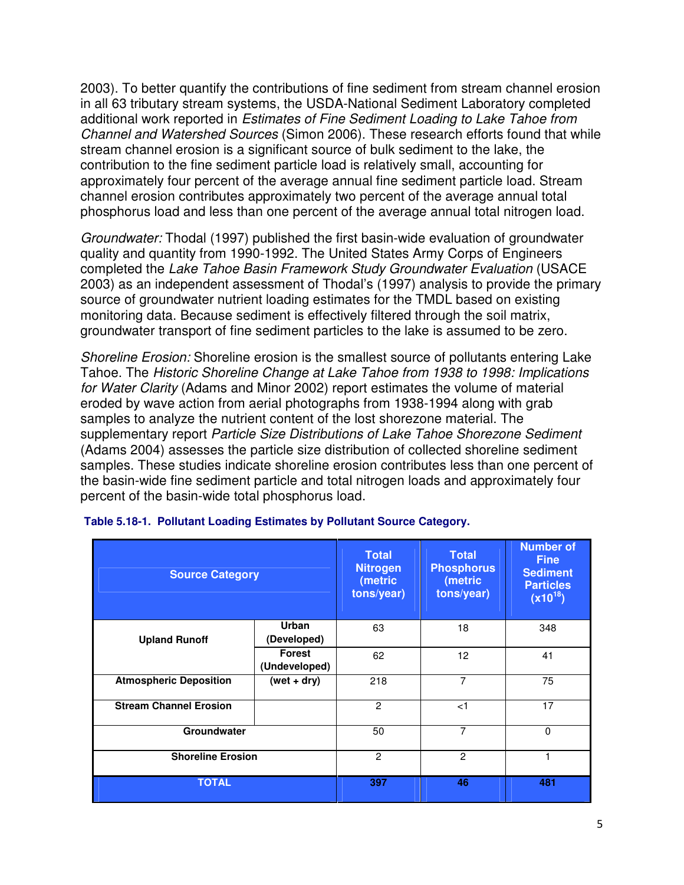2003). To better quantify the contributions of fine sediment from stream channel erosion in all 63 tributary stream systems, the USDA-National Sediment Laboratory completed additional work reported in *Estimates of Fine Sediment Loading to Lake Tahoe from Channel and Watershed Sources* (Simon 2006). These research efforts found that while stream channel erosion is a significant source of bulk sediment to the lake, the contribution to the fine sediment particle load is relatively small, accounting for approximately four percent of the average annual fine sediment particle load. Stream channel erosion contributes approximately two percent of the average annual total phosphorus load and less than one percent of the average annual total nitrogen load.

*Groundwater:* Thodal (1997) published the first basin-wide evaluation of groundwater quality and quantity from 1990-1992. The United States Army Corps of Engineers completed the *Lake Tahoe Basin Framework Study Groundwater Evaluation* (USACE 2003) as an independent assessment of Thodal's (1997) analysis to provide the primary source of groundwater nutrient loading estimates for the TMDL based on existing monitoring data. Because sediment is effectively filtered through the soil matrix, groundwater transport of fine sediment particles to the lake is assumed to be zero.

*Shoreline Erosion:* Shoreline erosion is the smallest source of pollutants entering Lake Tahoe. The *Historic Shoreline Change at Lake Tahoe from 1938 to 1998: Implications for Water Clarity* (Adams and Minor 2002) report estimates the volume of material eroded by wave action from aerial photographs from 1938-1994 along with grab samples to analyze the nutrient content of the lost shorezone material. The supplementary report *Particle Size Distributions of Lake Tahoe Shorezone Sediment* (Adams 2004) assesses the particle size distribution of collected shoreline sediment samples. These studies indicate shoreline erosion contributes less than one percent of the basin-wide fine sediment particle and total nitrogen loads and approximately four percent of the basin-wide total phosphorus load.

**Table 5.18-1. Pollutant Loading Estimates by Pollutant Source Category.**

| Source Category | | Total Nitrogen (metric tons/year) | Total Phosphorus (metric tons/year) | Number of Fine Sediment Particles ($x10^{18}$) |
|---|---|---|---|---|
| **Upland Runoff** | **Urban (Developed)** | 63 | 18 | 348 |
| | **Forest (Undeveloped)** | 62 | 12 | 41 |
| **Atmospheric Deposition** | **(wet + dry)** | 218 | 7 | 75 |
| **Stream Channel Erosion** | | 2 | <1 | 17 |
| **Groundwater** | | 50 | 7 | 0 |
| **Shoreline Erosion** | | 2 | 2 | 1 |
| **TOTAL** | | **397** | **46** | **481** |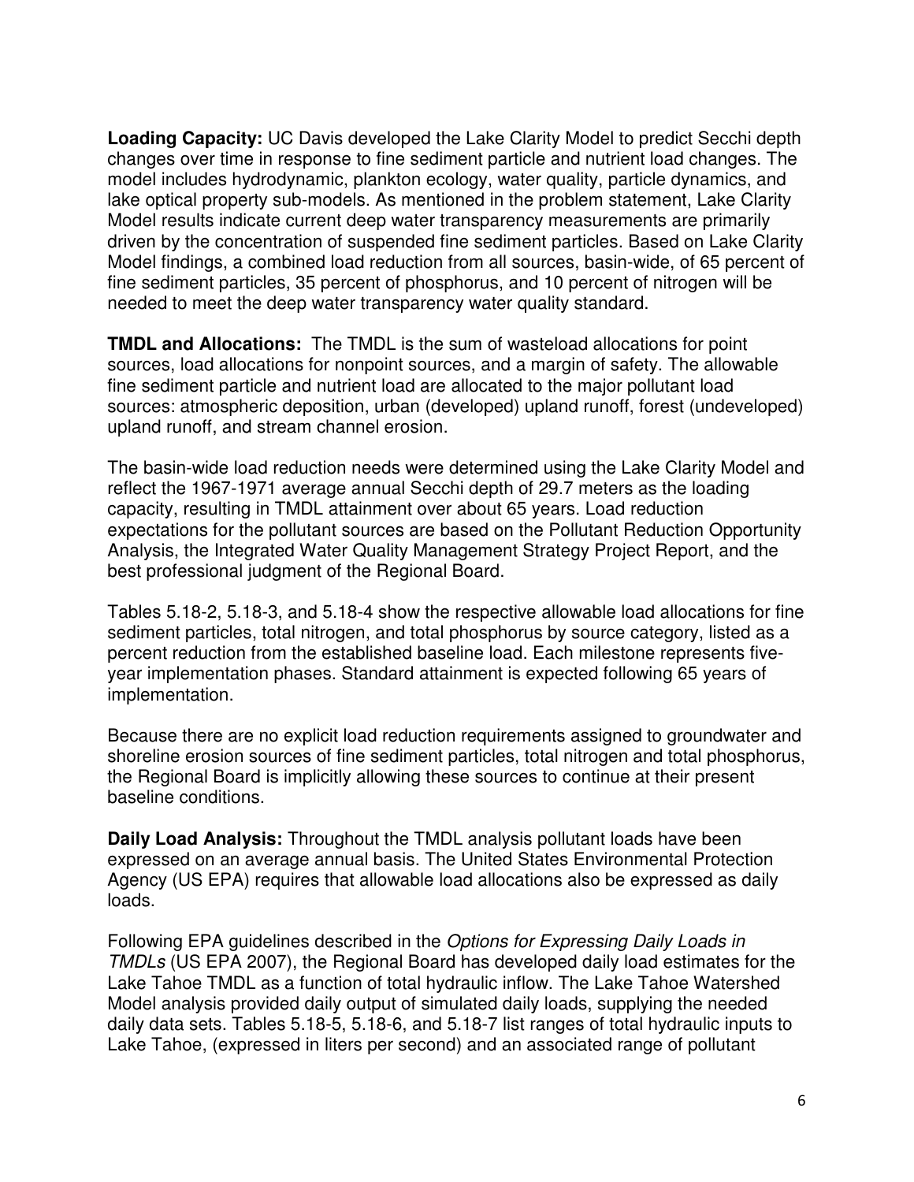**Loading Capacity:** UC Davis developed the Lake Clarity Model to predict Secchi depth changes over time in response to fine sediment particle and nutrient load changes. The model includes hydrodynamic, plankton ecology, water quality, particle dynamics, and lake optical property sub-models. As mentioned in the problem statement, Lake Clarity Model results indicate current deep water transparency measurements are primarily driven by the concentration of suspended fine sediment particles. Based on Lake Clarity Model findings, a combined load reduction from all sources, basin-wide, of 65 percent of fine sediment particles, 35 percent of phosphorus, and 10 percent of nitrogen will be needed to meet the deep water transparency water quality standard.

**TMDL and Allocations:** The TMDL is the sum of wasteload allocations for point sources, load allocations for nonpoint sources, and a margin of safety. The allowable fine sediment particle and nutrient load are allocated to the major pollutant load sources: atmospheric deposition, urban (developed) upland runoff, forest (undeveloped) upland runoff, and stream channel erosion.

The basin-wide load reduction needs were determined using the Lake Clarity Model and reflect the 1967-1971 average annual Secchi depth of 29.7 meters as the loading capacity, resulting in TMDL attainment over about 65 years. Load reduction expectations for the pollutant sources are based on the Pollutant Reduction Opportunity Analysis, the Integrated Water Quality Management Strategy Project Report, and the best professional judgment of the Regional Board.

Tables 5.18-2, 5.18-3, and 5.18-4 show the respective allowable load allocations for fine sediment particles, total nitrogen, and total phosphorus by source category, listed as a percent reduction from the established baseline load. Each milestone represents five-year implementation phases. Standard attainment is expected following 65 years of implementation.

Because there are no explicit load reduction requirements assigned to groundwater and shoreline erosion sources of fine sediment particles, total nitrogen and total phosphorus, the Regional Board is implicitly allowing these sources to continue at their present baseline conditions.

**Daily Load Analysis:** Throughout the TMDL analysis pollutant loads have been expressed on an average annual basis. The United States Environmental Protection Agency (US EPA) requires that allowable load allocations also be expressed as daily loads.

Following EPA guidelines described in the *Options for Expressing Daily Loads in TMDLs* (US EPA 2007), the Regional Board has developed daily load estimates for the Lake Tahoe TMDL as a function of total hydraulic inflow. The Lake Tahoe Watershed Model analysis provided daily output of simulated daily loads, supplying the needed daily data sets. Tables 5.18-5, 5.18-6, and 5.18-7 list ranges of total hydraulic inputs to Lake Tahoe, (expressed in liters per second) and an associated range of pollutant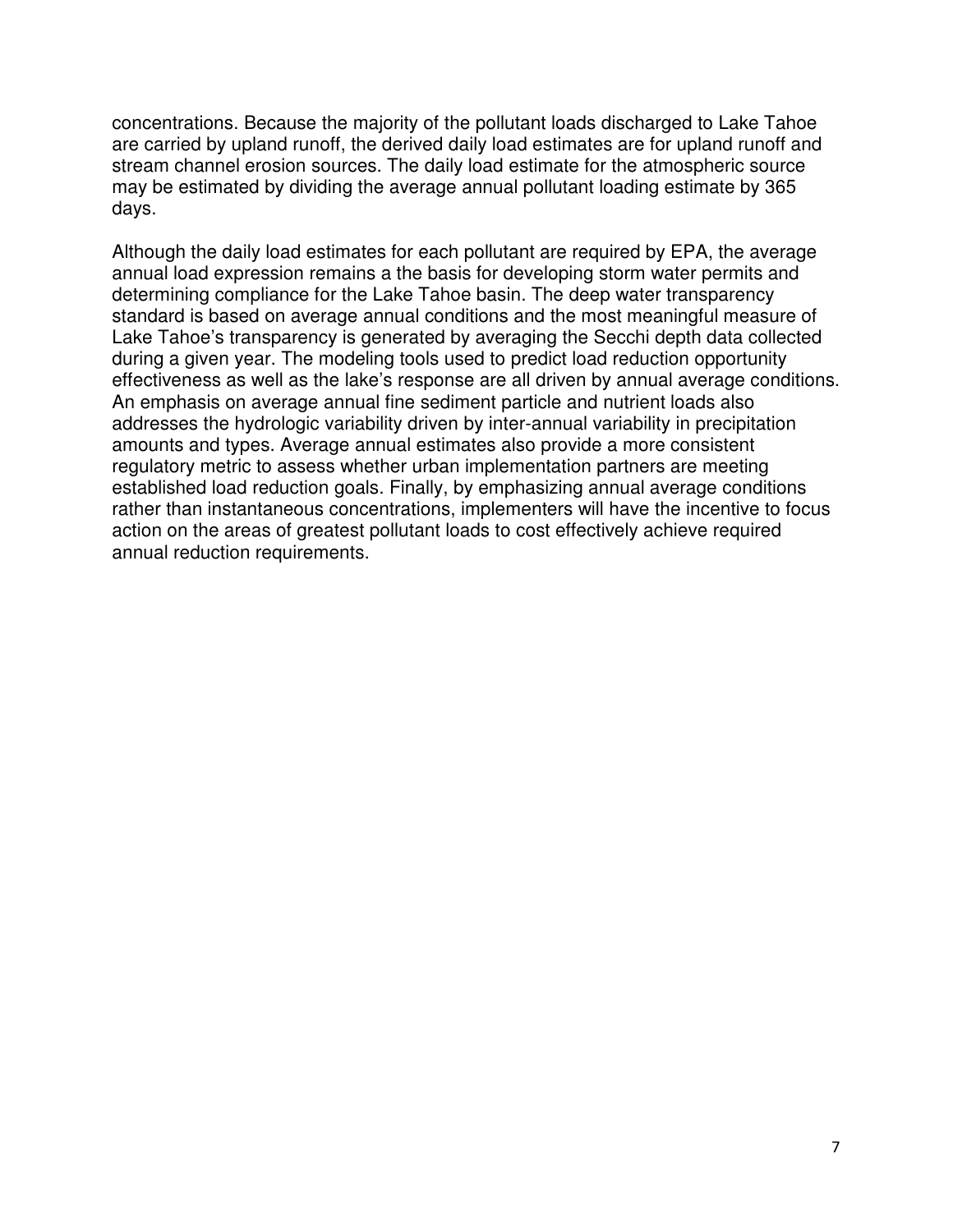concentrations. Because the majority of the pollutant loads discharged to Lake Tahoe are carried by upland runoff, the derived daily load estimates are for upland runoff and stream channel erosion sources. The daily load estimate for the atmospheric source may be estimated by dividing the average annual pollutant loading estimate by 365 days.

Although the daily load estimates for each pollutant are required by EPA, the average annual load expression remains a the basis for developing storm water permits and determining compliance for the Lake Tahoe basin. The deep water transparency standard is based on average annual conditions and the most meaningful measure of Lake Tahoe's transparency is generated by averaging the Secchi depth data collected during a given year. The modeling tools used to predict load reduction opportunity effectiveness as well as the lake's response are all driven by annual average conditions. An emphasis on average annual fine sediment particle and nutrient loads also addresses the hydrologic variability driven by inter-annual variability in precipitation amounts and types. Average annual estimates also provide a more consistent regulatory metric to assess whether urban implementation partners are meeting established load reduction goals. Finally, by emphasizing annual average conditions rather than instantaneous concentrations, implementers will have the incentive to focus action on the areas of greatest pollutant loads to cost effectively achieve required annual reduction requirements.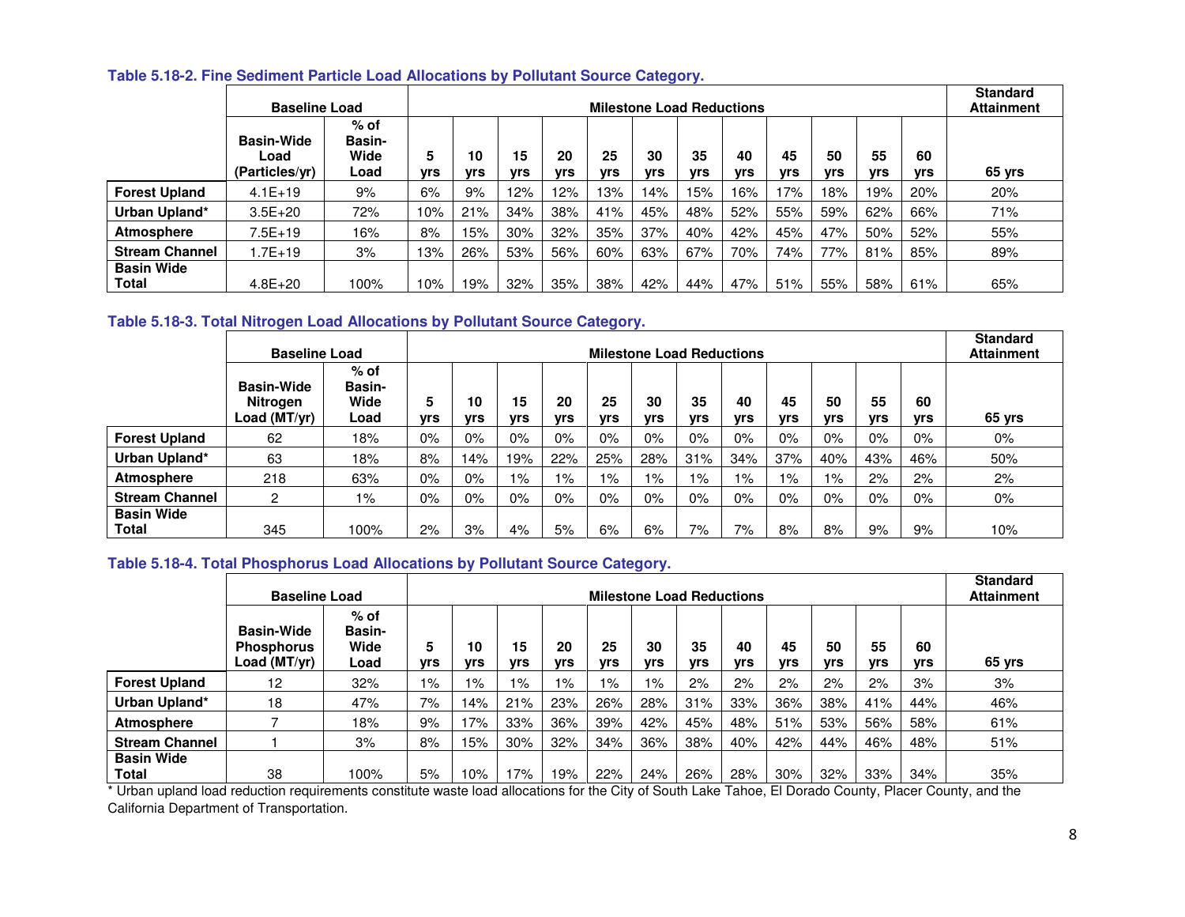**Table 5.18-2. Fine Sediment Particle Load Allocations by Pollutant Source Category.**

| | Baseline Load | | Milestone Load Reductions | | | | | | | | | | | | Standard Attainment |
|---|---|---|---|---|---|---|---|---|---|---|---|---|---|---|---|
| | Basin-Wide Load (Particles/yr) | % of Basin-Wide Load | 5 yrs | 10 yrs | 15 yrs | 20 yrs | 25 yrs | 30 yrs | 35 yrs | 40 yrs | 45 yrs | 50 yrs | 55 yrs | 60 yrs | 65 yrs |
| **Forest Upland** | 4.1E+19 | 9% | 6% | 9% | 12% | 12% | 13% | 14% | 15% | 16% | 17% | 18% | 19% | 20% | 20% |
| **Urban Upland*** | 3.5E+20 | 72% | 10% | 21% | 34% | 38% | 41% | 45% | 48% | 52% | 55% | 59% | 62% | 66% | 71% |
| **Atmosphere** | 7.5E+19 | 16% | 8% | 15% | 30% | 32% | 35% | 37% | 40% | 42% | 45% | 47% | 50% | 52% | 55% |
| **Stream Channel** | 1.7E+19 | 3% | 13% | 26% | 53% | 56% | 60% | 63% | 67% | 70% | 74% | 77% | 81% | 85% | 89% |
| **Basin Wide Total** | 4.8E+20 | 100% | 10% | 19% | 32% | 35% | 38% | 42% | 44% | 47% | 51% | 55% | 58% | 61% | 65% |

**Table 5.18-3. Total Nitrogen Load Allocations by Pollutant Source Category.**

| | Baseline Load | | Milestone Load Reductions | | | | | | | | | | | | Standard Attainment |
|---|---|---|---|---|---|---|---|---|---|---|---|---|---|---|---|
| | Basin-Wide Nitrogen Load (MT/yr) | % of Basin-Wide Load | 5 yrs | 10 yrs | 15 yrs | 20 yrs | 25 yrs | 30 yrs | 35 yrs | 40 yrs | 45 yrs | 50 yrs | 55 yrs | 60 yrs | 65 yrs |
| **Forest Upland** | 62 | 18% | 0% | 0% | 0% | 0% | 0% | 0% | 0% | 0% | 0% | 0% | 0% | 0% | 0% |
| **Urban Upland*** | 63 | 18% | 8% | 14% | 19% | 22% | 25% | 28% | 31% | 34% | 37% | 40% | 43% | 46% | 50% |
| **Atmosphere** | 218 | 63% | 0% | 0% | 1% | 1% | 1% | 1% | 1% | 1% | 1% | 1% | 2% | 2% | 2% |
| **Stream Channel** | 2 | 1% | 0% | 0% | 0% | 0% | 0% | 0% | 0% | 0% | 0% | 0% | 0% | 0% | 0% |
| **Basin Wide Total** | 345 | 100% | 2% | 3% | 4% | 5% | 6% | 6% | 7% | 7% | 8% | 8% | 9% | 9% | 10% |

**Table 5.18-4. Total Phosphorus Load Allocations by Pollutant Source Category.**

| | Baseline Load | | Milestone Load Reductions | | | | | | | | | | | | Standard Attainment |
|---|---|---|---|---|---|---|---|---|---|---|---|---|---|---|---|
| | Basin-Wide Phosphorus Load (MT/yr) | % of Basin-Wide Load | 5 yrs | 10 yrs | 15 yrs | 20 yrs | 25 yrs | 30 yrs | 35 yrs | 40 yrs | 45 yrs | 50 yrs | 55 yrs | 60 yrs | 65 yrs |
| **Forest Upland** | 12 | 32% | 1% | 1% | 1% | 1% | 1% | 1% | 2% | 2% | 2% | 2% | 2% | 3% | 3% |
| **Urban Upland*** | 18 | 47% | 7% | 14% | 21% | 23% | 26% | 28% | 31% | 33% | 36% | 38% | 41% | 44% | 46% |
| **Atmosphere** | 7 | 18% | 9% | 17% | 33% | 36% | 39% | 42% | 45% | 48% | 51% | 53% | 56% | 58% | 61% |
| **Stream Channel** | 1 | 3% | 8% | 15% | 30% | 32% | 34% | 36% | 38% | 40% | 42% | 44% | 46% | 48% | 51% |
| **Basin Wide Total** | 38 | 100% | 5% | 10% | 17% | 19% | 22% | 24% | 26% | 28% | 30% | 32% | 33% | 34% | 35% |

* Urban upland load reduction requirements constitute waste load allocations for the City of South Lake Tahoe, El Dorado County, Placer County, and the California Department of Transportation.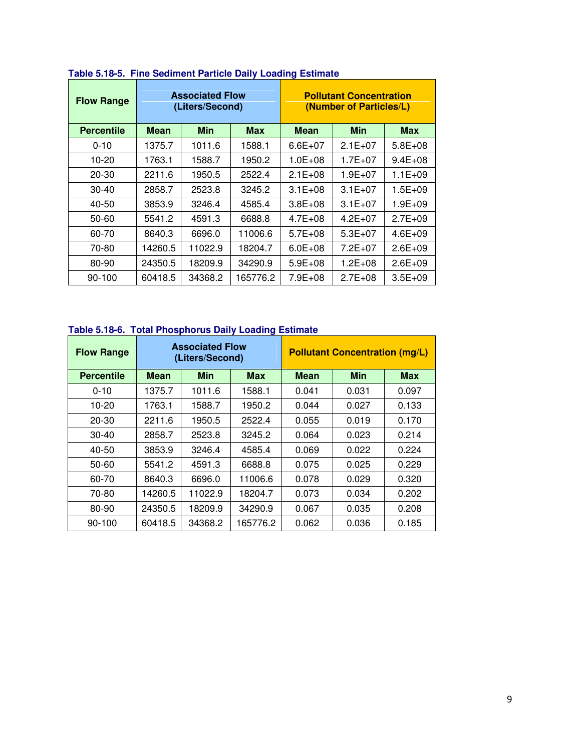**Table 5.18-5. Fine Sediment Particle Daily Loading Estimate**

| Flow Range | Associated Flow (Liters/Second) | | | Pollutant Concentration (Number of Particles/L) | | |
|---|---|---|---|---|---|---|
| Percentile | Mean | Min | Max | Mean | Min | Max |
| 0-10 | 1375.7 | 1011.6 | 1588.1 | 6.6E+07 | 2.1E+07 | 5.8E+08 |
| 10-20 | 1763.1 | 1588.7 | 1950.2 | 1.0E+08 | 1.7E+07 | 9.4E+08 |
| 20-30 | 2211.6 | 1950.5 | 2522.4 | 2.1E+08 | 1.9E+07 | 1.1E+09 |
| 30-40 | 2858.7 | 2523.8 | 3245.2 | 3.1E+08 | 3.1E+07 | 1.5E+09 |
| 40-50 | 3853.9 | 3246.4 | 4585.4 | 3.8E+08 | 3.1E+07 | 1.9E+09 |
| 50-60 | 5541.2 | 4591.3 | 6688.8 | 4.7E+08 | 4.2E+07 | 2.7E+09 |
| 60-70 | 8640.3 | 6696.0 | 11006.6 | 5.7E+08 | 5.3E+07 | 4.6E+09 |
| 70-80 | 14260.5 | 11022.9 | 18204.7 | 6.0E+08 | 7.2E+07 | 2.6E+09 |
| 80-90 | 24350.5 | 18209.9 | 34290.9 | 5.9E+08 | 1.2E+08 | 2.6E+09 |
| 90-100 | 60418.5 | 34368.2 | 165776.2 | 7.9E+08 | 2.7E+08 | 3.5E+09 |

**Table 5.18-6. Total Phosphorus Daily Loading Estimate**

| Flow Range | Associated Flow (Liters/Second) | | | Pollutant Concentration (mg/L) | | |
|---|---|---|---|---|---|---|
| Percentile | Mean | Min | Max | Mean | Min | Max |
| 0-10 | 1375.7 | 1011.6 | 1588.1 | 0.041 | 0.031 | 0.097 |
| 10-20 | 1763.1 | 1588.7 | 1950.2 | 0.044 | 0.027 | 0.133 |
| 20-30 | 2211.6 | 1950.5 | 2522.4 | 0.055 | 0.019 | 0.170 |
| 30-40 | 2858.7 | 2523.8 | 3245.2 | 0.064 | 0.023 | 0.214 |
| 40-50 | 3853.9 | 3246.4 | 4585.4 | 0.069 | 0.022 | 0.224 |
| 50-60 | 5541.2 | 4591.3 | 6688.8 | 0.075 | 0.025 | 0.229 |
| 60-70 | 8640.3 | 6696.0 | 11006.6 | 0.078 | 0.029 | 0.320 |
| 70-80 | 14260.5 | 11022.9 | 18204.7 | 0.073 | 0.034 | 0.202 |
| 80-90 | 24350.5 | 18209.9 | 34290.9 | 0.067 | 0.035 | 0.208 |
| 90-100 | 60418.5 | 34368.2 | 165776.2 | 0.062 | 0.036 | 0.185 |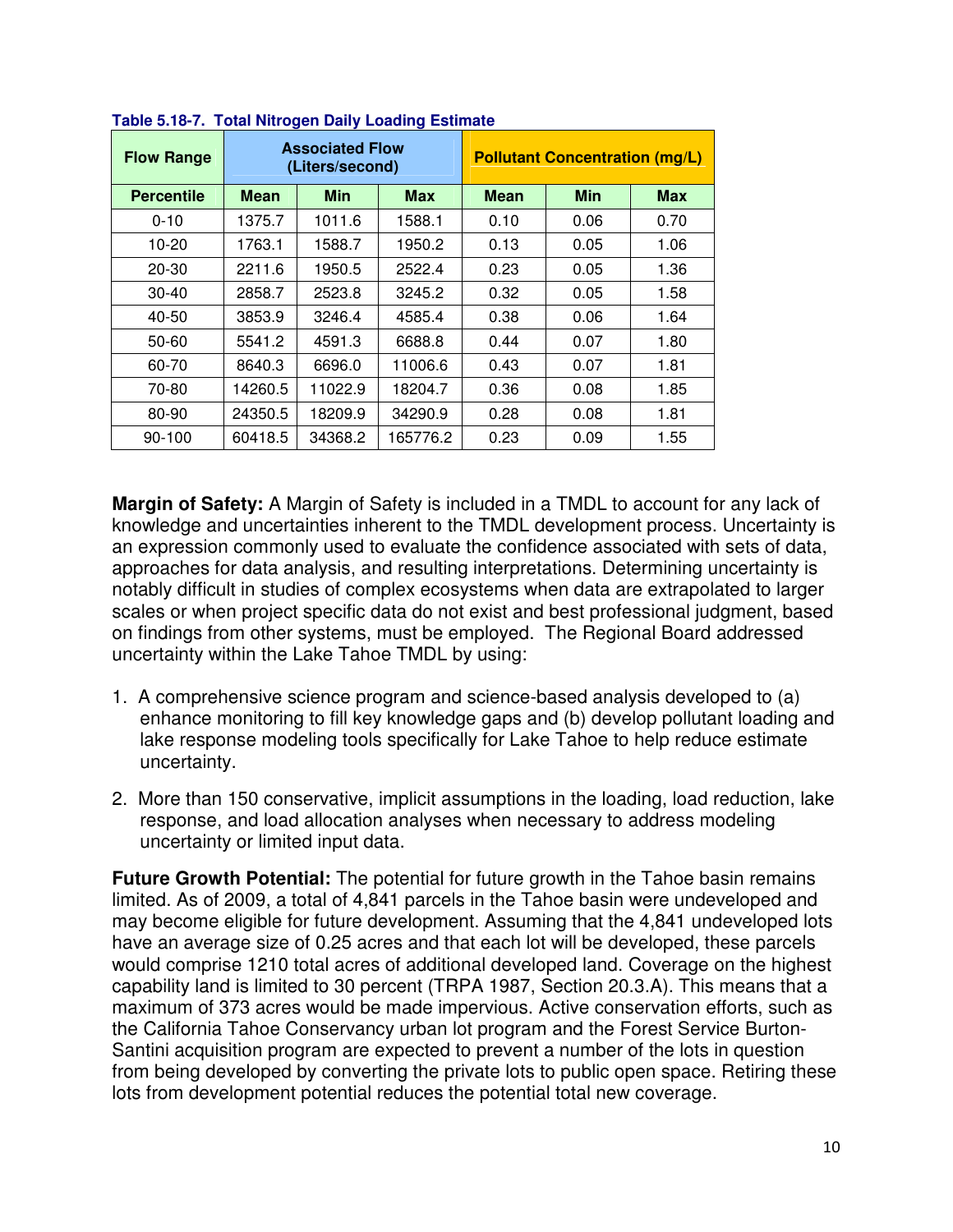**Table 5.18-7. Total Nitrogen Daily Loading Estimate**

| Flow Range | Associated Flow (Liters/second) | | | Pollutant Concentration (mg/L) | | |
|---|---|---|---|---|---|---|
| Percentile | Mean | Min | Max | Mean | Min | Max |
| 0-10 | 1375.7 | 1011.6 | 1588.1 | 0.10 | 0.06 | 0.70 |
| 10-20 | 1763.1 | 1588.7 | 1950.2 | 0.13 | 0.05 | 1.06 |
| 20-30 | 2211.6 | 1950.5 | 2522.4 | 0.23 | 0.05 | 1.36 |
| 30-40 | 2858.7 | 2523.8 | 3245.2 | 0.32 | 0.05 | 1.58 |
| 40-50 | 3853.9 | 3246.4 | 4585.4 | 0.38 | 0.06 | 1.64 |
| 50-60 | 5541.2 | 4591.3 | 6688.8 | 0.44 | 0.07 | 1.80 |
| 60-70 | 8640.3 | 6696.0 | 11006.6 | 0.43 | 0.07 | 1.81 |
| 70-80 | 14260.5 | 11022.9 | 18204.7 | 0.36 | 0.08 | 1.85 |
| 80-90 | 24350.5 | 18209.9 | 34290.9 | 0.28 | 0.08 | 1.81 |
| 90-100 | 60418.5 | 34368.2 | 165776.2 | 0.23 | 0.09 | 1.55 |

**Margin of Safety:** A Margin of Safety is included in a TMDL to account for any lack of knowledge and uncertainties inherent to the TMDL development process. Uncertainty is an expression commonly used to evaluate the confidence associated with sets of data, approaches for data analysis, and resulting interpretations. Determining uncertainty is notably difficult in studies of complex ecosystems when data are extrapolated to larger scales or when project specific data do not exist and best professional judgment, based on findings from other systems, must be employed. The Regional Board addressed uncertainty within the Lake Tahoe TMDL by using:

1. A comprehensive science program and science-based analysis developed to (a) enhance monitoring to fill key knowledge gaps and (b) develop pollutant loading and lake response modeling tools specifically for Lake Tahoe to help reduce estimate uncertainty.

2. More than 150 conservative, implicit assumptions in the loading, load reduction, lake response, and load allocation analyses when necessary to address modeling uncertainty or limited input data.

**Future Growth Potential:** The potential for future growth in the Tahoe basin remains limited. As of 2009, a total of 4,841 parcels in the Tahoe basin were undeveloped and may become eligible for future development. Assuming that the 4,841 undeveloped lots have an average size of 0.25 acres and that each lot will be developed, these parcels would comprise 1210 total acres of additional developed land. Coverage on the highest capability land is limited to 30 percent (TRPA 1987, Section 20.3.A). This means that a maximum of 373 acres would be made impervious. Active conservation efforts, such as the California Tahoe Conservancy urban lot program and the Forest Service Burton-Santini acquisition program are expected to prevent a number of the lots in question from being developed by converting the private lots to public open space. Retiring these lots from development potential reduces the potential total new coverage.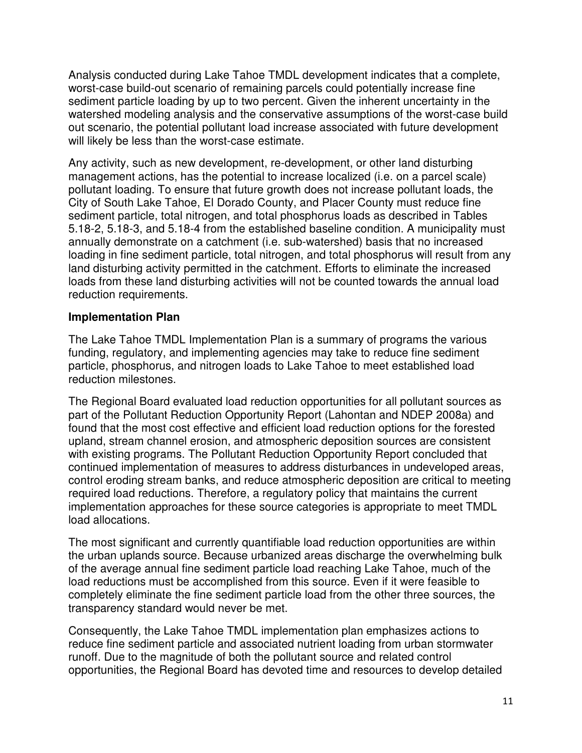Analysis conducted during Lake Tahoe TMDL development indicates that a complete, worst-case build-out scenario of remaining parcels could potentially increase fine sediment particle loading by up to two percent. Given the inherent uncertainty in the watershed modeling analysis and the conservative assumptions of the worst-case build out scenario, the potential pollutant load increase associated with future development will likely be less than the worst-case estimate.

Any activity, such as new development, re-development, or other land disturbing management actions, has the potential to increase localized (i.e. on a parcel scale) pollutant loading. To ensure that future growth does not increase pollutant loads, the City of South Lake Tahoe, El Dorado County, and Placer County must reduce fine sediment particle, total nitrogen, and total phosphorus loads as described in Tables 5.18-2, 5.18-3, and 5.18-4 from the established baseline condition. A municipality must annually demonstrate on a catchment (i.e. sub-watershed) basis that no increased loading in fine sediment particle, total nitrogen, and total phosphorus will result from any land disturbing activity permitted in the catchment. Efforts to eliminate the increased loads from these land disturbing activities will not be counted towards the annual load reduction requirements.

**Implementation Plan**

The Lake Tahoe TMDL Implementation Plan is a summary of programs the various funding, regulatory, and implementing agencies may take to reduce fine sediment particle, phosphorus, and nitrogen loads to Lake Tahoe to meet established load reduction milestones.

The Regional Board evaluated load reduction opportunities for all pollutant sources as part of the Pollutant Reduction Opportunity Report (Lahontan and NDEP 2008a) and found that the most cost effective and efficient load reduction options for the forested upland, stream channel erosion, and atmospheric deposition sources are consistent with existing programs. The Pollutant Reduction Opportunity Report concluded that continued implementation of measures to address disturbances in undeveloped areas, control eroding stream banks, and reduce atmospheric deposition are critical to meeting required load reductions. Therefore, a regulatory policy that maintains the current implementation approaches for these source categories is appropriate to meet TMDL load allocations.

The most significant and currently quantifiable load reduction opportunities are within the urban uplands source. Because urbanized areas discharge the overwhelming bulk of the average annual fine sediment particle load reaching Lake Tahoe, much of the load reductions must be accomplished from this source. Even if it were feasible to completely eliminate the fine sediment particle load from the other three sources, the transparency standard would never be met.

Consequently, the Lake Tahoe TMDL implementation plan emphasizes actions to reduce fine sediment particle and associated nutrient loading from urban stormwater runoff. Due to the magnitude of both the pollutant source and related control opportunities, the Regional Board has devoted time and resources to develop detailed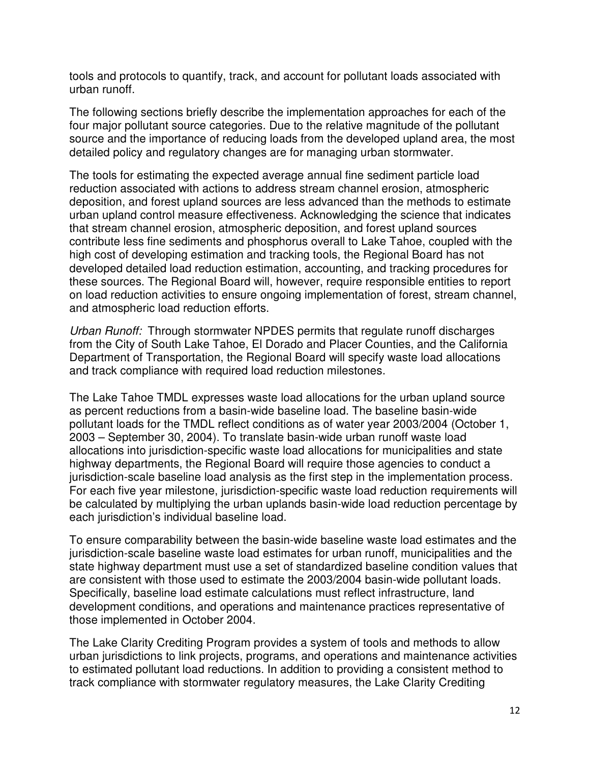tools and protocols to quantify, track, and account for pollutant loads associated with urban runoff.

The following sections briefly describe the implementation approaches for each of the four major pollutant source categories. Due to the relative magnitude of the pollutant source and the importance of reducing loads from the developed upland area, the most detailed policy and regulatory changes are for managing urban stormwater.

The tools for estimating the expected average annual fine sediment particle load reduction associated with actions to address stream channel erosion, atmospheric deposition, and forest upland sources are less advanced than the methods to estimate urban upland control measure effectiveness. Acknowledging the science that indicates that stream channel erosion, atmospheric deposition, and forest upland sources contribute less fine sediments and phosphorus overall to Lake Tahoe, coupled with the high cost of developing estimation and tracking tools, the Regional Board has not developed detailed load reduction estimation, accounting, and tracking procedures for these sources. The Regional Board will, however, require responsible entities to report on load reduction activities to ensure ongoing implementation of forest, stream channel, and atmospheric load reduction efforts.

*Urban Runoff:* Through stormwater NPDES permits that regulate runoff discharges from the City of South Lake Tahoe, El Dorado and Placer Counties, and the California Department of Transportation, the Regional Board will specify waste load allocations and track compliance with required load reduction milestones.

The Lake Tahoe TMDL expresses waste load allocations for the urban upland source as percent reductions from a basin-wide baseline load. The baseline basin-wide pollutant loads for the TMDL reflect conditions as of water year 2003/2004 (October 1, 2003 – September 30, 2004). To translate basin-wide urban runoff waste load allocations into jurisdiction-specific waste load allocations for municipalities and state highway departments, the Regional Board will require those agencies to conduct a jurisdiction-scale baseline load analysis as the first step in the implementation process. For each five year milestone, jurisdiction-specific waste load reduction requirements will be calculated by multiplying the urban uplands basin-wide load reduction percentage by each jurisdiction's individual baseline load.

To ensure comparability between the basin-wide baseline waste load estimates and the jurisdiction-scale baseline waste load estimates for urban runoff, municipalities and the state highway department must use a set of standardized baseline condition values that are consistent with those used to estimate the 2003/2004 basin-wide pollutant loads. Specifically, baseline load estimate calculations must reflect infrastructure, land development conditions, and operations and maintenance practices representative of those implemented in October 2004.

The Lake Clarity Crediting Program provides a system of tools and methods to allow urban jurisdictions to link projects, programs, and operations and maintenance activities to estimated pollutant load reductions. In addition to providing a consistent method to track compliance with stormwater regulatory measures, the Lake Clarity Crediting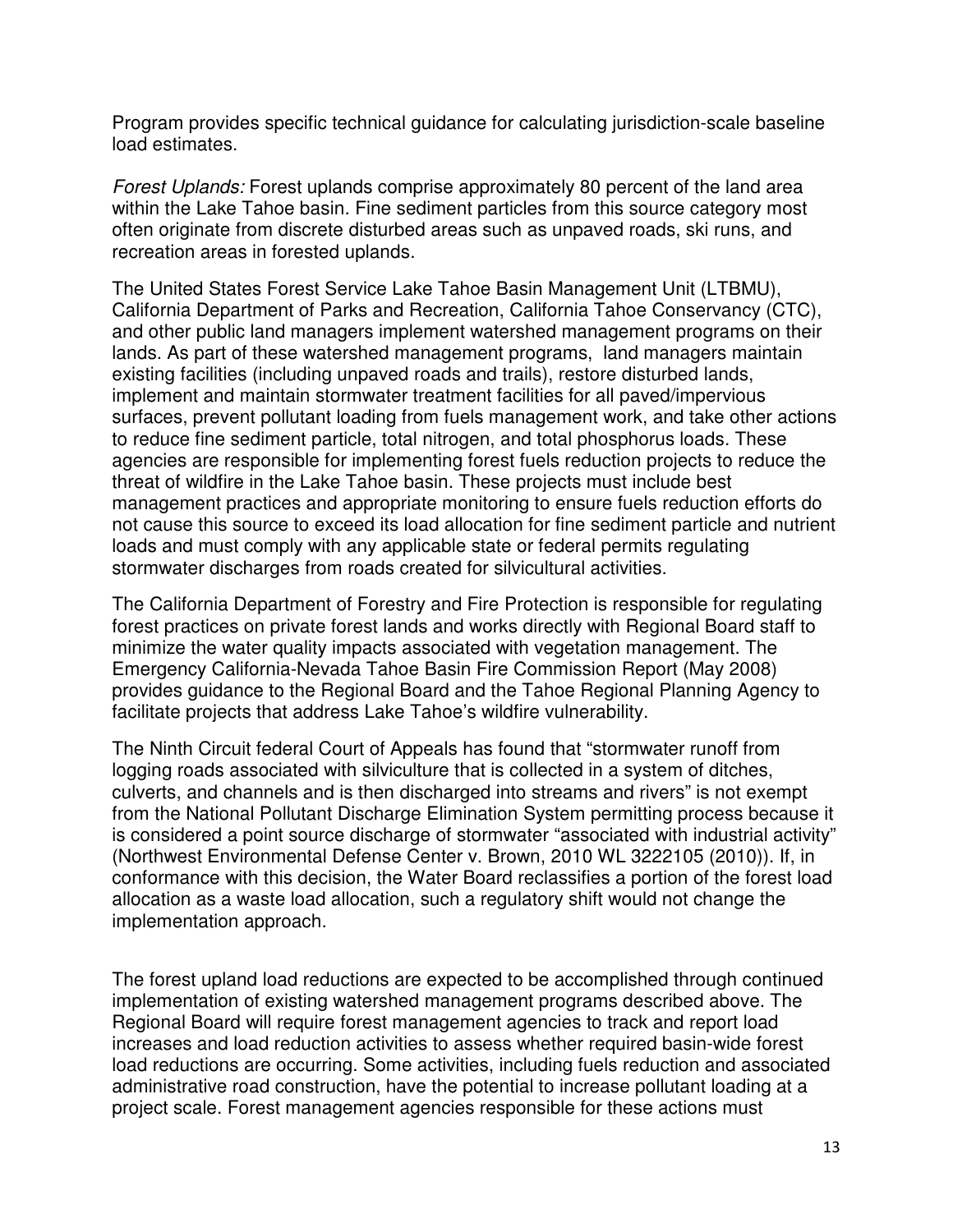Program provides specific technical guidance for calculating jurisdiction-scale baseline load estimates.

*Forest Uplands:* Forest uplands comprise approximately 80 percent of the land area within the Lake Tahoe basin. Fine sediment particles from this source category most often originate from discrete disturbed areas such as unpaved roads, ski runs, and recreation areas in forested uplands.

The United States Forest Service Lake Tahoe Basin Management Unit (LTBMU), California Department of Parks and Recreation, California Tahoe Conservancy (CTC), and other public land managers implement watershed management programs on their lands. As part of these watershed management programs, land managers maintain existing facilities (including unpaved roads and trails), restore disturbed lands, implement and maintain stormwater treatment facilities for all paved/impervious surfaces, prevent pollutant loading from fuels management work, and take other actions to reduce fine sediment particle, total nitrogen, and total phosphorus loads. These agencies are responsible for implementing forest fuels reduction projects to reduce the threat of wildfire in the Lake Tahoe basin. These projects must include best management practices and appropriate monitoring to ensure fuels reduction efforts do not cause this source to exceed its load allocation for fine sediment particle and nutrient loads and must comply with any applicable state or federal permits regulating stormwater discharges from roads created for silvicultural activities.

The California Department of Forestry and Fire Protection is responsible for regulating forest practices on private forest lands and works directly with Regional Board staff to minimize the water quality impacts associated with vegetation management. The Emergency California-Nevada Tahoe Basin Fire Commission Report (May 2008) provides guidance to the Regional Board and the Tahoe Regional Planning Agency to facilitate projects that address Lake Tahoe's wildfire vulnerability.

The Ninth Circuit federal Court of Appeals has found that "stormwater runoff from logging roads associated with silviculture that is collected in a system of ditches, culverts, and channels and is then discharged into streams and rivers" is not exempt from the National Pollutant Discharge Elimination System permitting process because it is considered a point source discharge of stormwater "associated with industrial activity" (Northwest Environmental Defense Center v. Brown, 2010 WL 3222105 (2010)). If, in conformance with this decision, the Water Board reclassifies a portion of the forest load allocation as a waste load allocation, such a regulatory shift would not change the implementation approach.

The forest upland load reductions are expected to be accomplished through continued implementation of existing watershed management programs described above. The Regional Board will require forest management agencies to track and report load increases and load reduction activities to assess whether required basin-wide forest load reductions are occurring. Some activities, including fuels reduction and associated administrative road construction, have the potential to increase pollutant loading at a project scale. Forest management agencies responsible for these actions must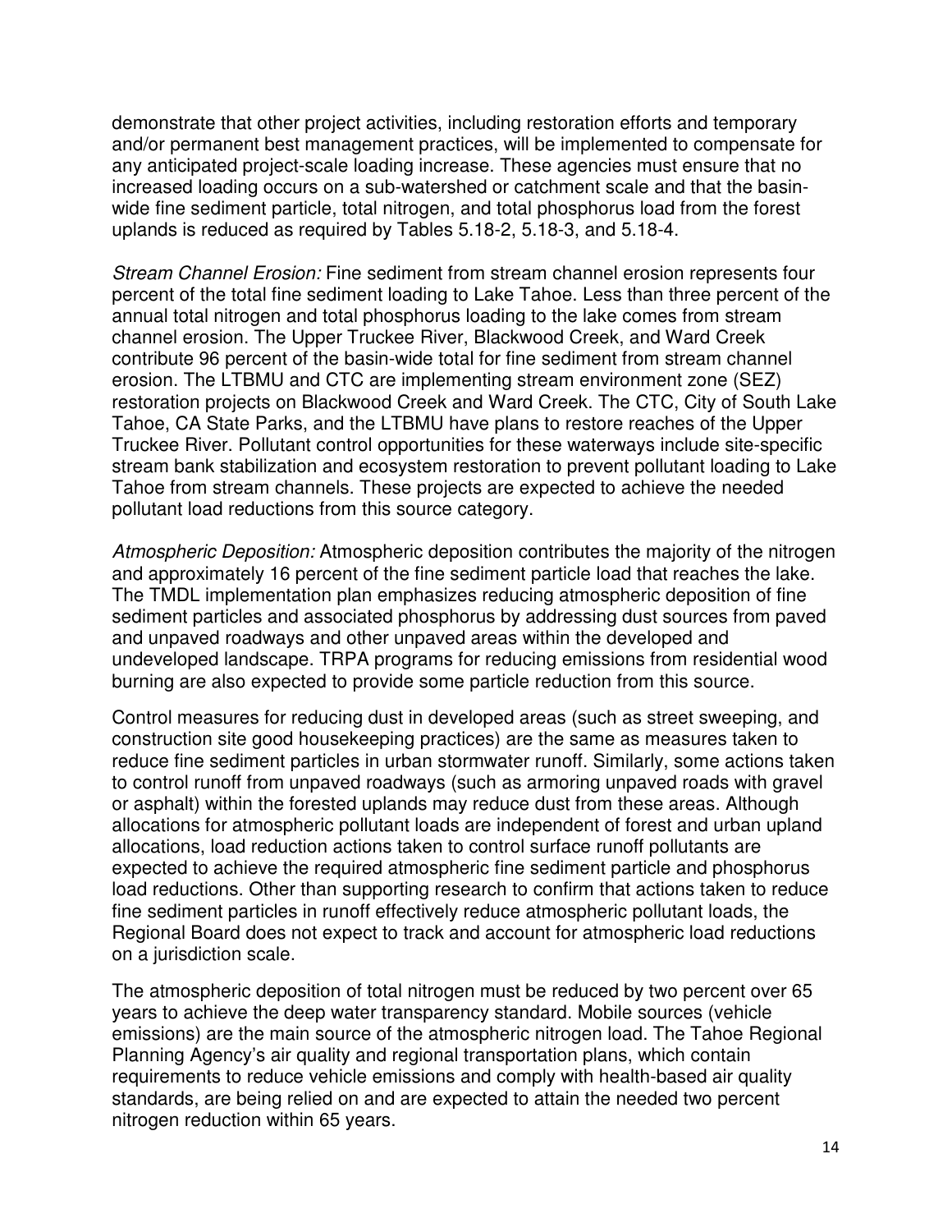demonstrate that other project activities, including restoration efforts and temporary and/or permanent best management practices, will be implemented to compensate for any anticipated project-scale loading increase. These agencies must ensure that no increased loading occurs on a sub-watershed or catchment scale and that the basin-wide fine sediment particle, total nitrogen, and total phosphorus load from the forest uplands is reduced as required by Tables 5.18-2, 5.18-3, and 5.18-4.

*Stream Channel Erosion:* Fine sediment from stream channel erosion represents four percent of the total fine sediment loading to Lake Tahoe. Less than three percent of the annual total nitrogen and total phosphorus loading to the lake comes from stream channel erosion. The Upper Truckee River, Blackwood Creek, and Ward Creek contribute 96 percent of the basin-wide total for fine sediment from stream channel erosion. The LTBMU and CTC are implementing stream environment zone (SEZ) restoration projects on Blackwood Creek and Ward Creek. The CTC, City of South Lake Tahoe, CA State Parks, and the LTBMU have plans to restore reaches of the Upper Truckee River. Pollutant control opportunities for these waterways include site-specific stream bank stabilization and ecosystem restoration to prevent pollutant loading to Lake Tahoe from stream channels. These projects are expected to achieve the needed pollutant load reductions from this source category.

*Atmospheric Deposition:* Atmospheric deposition contributes the majority of the nitrogen and approximately 16 percent of the fine sediment particle load that reaches the lake. The TMDL implementation plan emphasizes reducing atmospheric deposition of fine sediment particles and associated phosphorus by addressing dust sources from paved and unpaved roadways and other unpaved areas within the developed and undeveloped landscape. TRPA programs for reducing emissions from residential wood burning are also expected to provide some particle reduction from this source.

Control measures for reducing dust in developed areas (such as street sweeping, and construction site good housekeeping practices) are the same as measures taken to reduce fine sediment particles in urban stormwater runoff. Similarly, some actions taken to control runoff from unpaved roadways (such as armoring unpaved roads with gravel or asphalt) within the forested uplands may reduce dust from these areas. Although allocations for atmospheric pollutant loads are independent of forest and urban upland allocations, load reduction actions taken to control surface runoff pollutants are expected to achieve the required atmospheric fine sediment particle and phosphorus load reductions. Other than supporting research to confirm that actions taken to reduce fine sediment particles in runoff effectively reduce atmospheric pollutant loads, the Regional Board does not expect to track and account for atmospheric load reductions on a jurisdiction scale.

The atmospheric deposition of total nitrogen must be reduced by two percent over 65 years to achieve the deep water transparency standard. Mobile sources (vehicle emissions) are the main source of the atmospheric nitrogen load. The Tahoe Regional Planning Agency's air quality and regional transportation plans, which contain requirements to reduce vehicle emissions and comply with health-based air quality standards, are being relied on and are expected to attain the needed two percent nitrogen reduction within 65 years.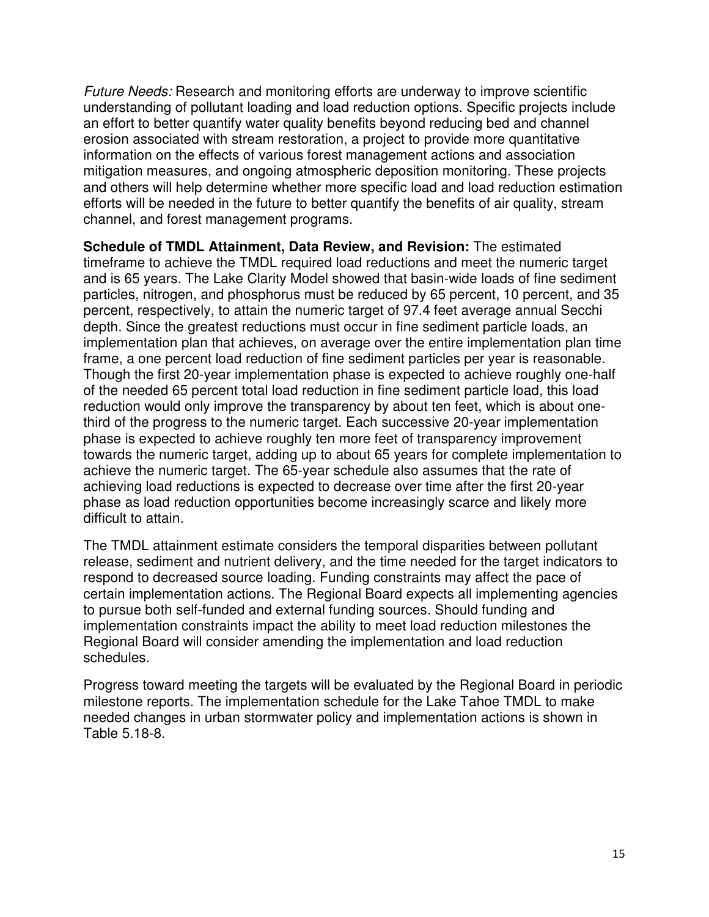*Future Needs:* Research and monitoring efforts are underway to improve scientific understanding of pollutant loading and load reduction options. Specific projects include an effort to better quantify water quality benefits beyond reducing bed and channel erosion associated with stream restoration, a project to provide more quantitative information on the effects of various forest management actions and association mitigation measures, and ongoing atmospheric deposition monitoring. These projects and others will help determine whether more specific load and load reduction estimation efforts will be needed in the future to better quantify the benefits of air quality, stream channel, and forest management programs.

**Schedule of TMDL Attainment, Data Review, and Revision:** The estimated timeframe to achieve the TMDL required load reductions and meet the numeric target and is 65 years. The Lake Clarity Model showed that basin-wide loads of fine sediment particles, nitrogen, and phosphorus must be reduced by 65 percent, 10 percent, and 35 percent, respectively, to attain the numeric target of 97.4 feet average annual Secchi depth. Since the greatest reductions must occur in fine sediment particle loads, an implementation plan that achieves, on average over the entire implementation plan time frame, a one percent load reduction of fine sediment particles per year is reasonable. Though the first 20-year implementation phase is expected to achieve roughly one-half of the needed 65 percent total load reduction in fine sediment particle load, this load reduction would only improve the transparency by about ten feet, which is about one-third of the progress to the numeric target. Each successive 20-year implementation phase is expected to achieve roughly ten more feet of transparency improvement towards the numeric target, adding up to about 65 years for complete implementation to achieve the numeric target. The 65-year schedule also assumes that the rate of achieving load reductions is expected to decrease over time after the first 20-year phase as load reduction opportunities become increasingly scarce and likely more difficult to attain.

The TMDL attainment estimate considers the temporal disparities between pollutant release, sediment and nutrient delivery, and the time needed for the target indicators to respond to decreased source loading. Funding constraints may affect the pace of certain implementation actions. The Regional Board expects all implementing agencies to pursue both self-funded and external funding sources. Should funding and implementation constraints impact the ability to meet load reduction milestones the Regional Board will consider amending the implementation and load reduction schedules.

Progress toward meeting the targets will be evaluated by the Regional Board in periodic milestone reports. The implementation schedule for the Lake Tahoe TMDL to make needed changes in urban stormwater policy and implementation actions is shown in Table 5.18-8.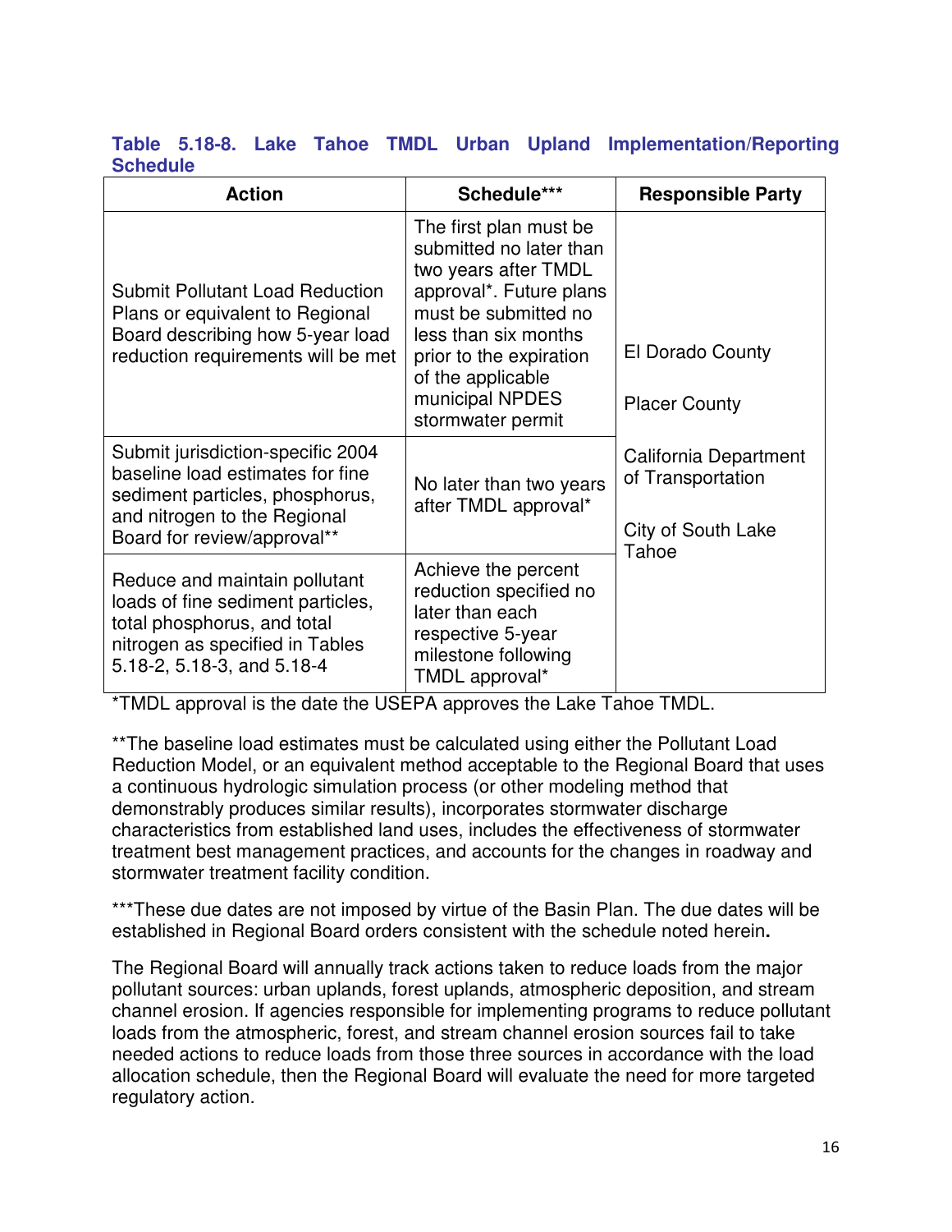**Table 5.18-8. Lake Tahoe TMDL Urban Upland Implementation/Reporting Schedule**

| Action | Schedule*** | Responsible Party |
|---|---|---|
| Submit Pollutant Load Reduction Plans or equivalent to Regional Board describing how 5-year load reduction requirements will be met | The first plan must be submitted no later than two years after TMDL approval*. Future plans must be submitted no less than six months prior to the expiration of the applicable municipal NPDES stormwater permit | El Dorado County<br><br>Placer County<br><br>California Department of Transportation<br><br>City of South Lake Tahoe |
| Submit jurisdiction-specific 2004 baseline load estimates for fine sediment particles, phosphorus, and nitrogen to the Regional Board for review/approval** | No later than two years after TMDL approval* | |
| Reduce and maintain pollutant loads of fine sediment particles, total phosphorus, and total nitrogen as specified in Tables 5.18-2, 5.18-3, and 5.18-4 | Achieve the percent reduction specified no later than each respective 5-year milestone following TMDL approval* | |

*TMDL approval is the date the USEPA approves the Lake Tahoe TMDL.

**The baseline load estimates must be calculated using either the Pollutant Load Reduction Model, or an equivalent method acceptable to the Regional Board that uses a continuous hydrologic simulation process (or other modeling method that demonstrably produces similar results), incorporates stormwater discharge characteristics from established land uses, includes the effectiveness of stormwater treatment best management practices, and accounts for the changes in roadway and stormwater treatment facility condition.

***These due dates are not imposed by virtue of the Basin Plan. The due dates will be established in Regional Board orders consistent with the schedule noted herein**.**

The Regional Board will annually track actions taken to reduce loads from the major pollutant sources: urban uplands, forest uplands, atmospheric deposition, and stream channel erosion. If agencies responsible for implementing programs to reduce pollutant loads from the atmospheric, forest, and stream channel erosion sources fail to take needed actions to reduce loads from those three sources in accordance with the load allocation schedule, then the Regional Board will evaluate the need for more targeted regulatory action.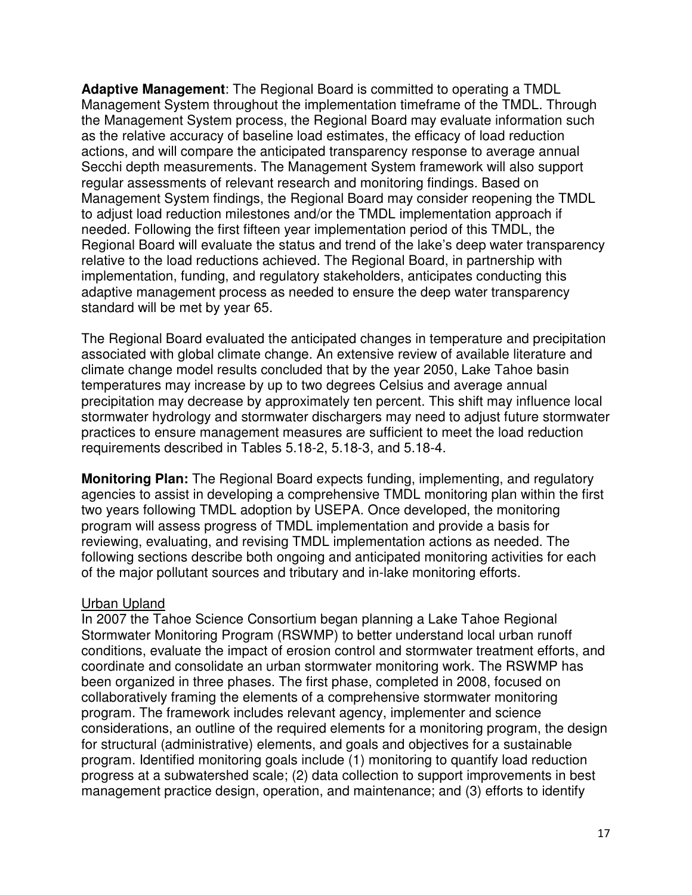**Adaptive Management**: The Regional Board is committed to operating a TMDL Management System throughout the implementation timeframe of the TMDL. Through the Management System process, the Regional Board may evaluate information such as the relative accuracy of baseline load estimates, the efficacy of load reduction actions, and will compare the anticipated transparency response to average annual Secchi depth measurements. The Management System framework will also support regular assessments of relevant research and monitoring findings. Based on Management System findings, the Regional Board may consider reopening the TMDL to adjust load reduction milestones and/or the TMDL implementation approach if needed. Following the first fifteen year implementation period of this TMDL, the Regional Board will evaluate the status and trend of the lake's deep water transparency relative to the load reductions achieved. The Regional Board, in partnership with implementation, funding, and regulatory stakeholders, anticipates conducting this adaptive management process as needed to ensure the deep water transparency standard will be met by year 65.

The Regional Board evaluated the anticipated changes in temperature and precipitation associated with global climate change. An extensive review of available literature and climate change model results concluded that by the year 2050, Lake Tahoe basin temperatures may increase by up to two degrees Celsius and average annual precipitation may decrease by approximately ten percent. This shift may influence local stormwater hydrology and stormwater dischargers may need to adjust future stormwater practices to ensure management measures are sufficient to meet the load reduction requirements described in Tables 5.18-2, 5.18-3, and 5.18-4.

**Monitoring Plan:** The Regional Board expects funding, implementing, and regulatory agencies to assist in developing a comprehensive TMDL monitoring plan within the first two years following TMDL adoption by USEPA. Once developed, the monitoring program will assess progress of TMDL implementation and provide a basis for reviewing, evaluating, and revising TMDL implementation actions as needed. The following sections describe both ongoing and anticipated monitoring activities for each of the major pollutant sources and tributary and in-lake monitoring efforts.

Urban Upland

In 2007 the Tahoe Science Consortium began planning a Lake Tahoe Regional Stormwater Monitoring Program (RSWMP) to better understand local urban runoff conditions, evaluate the impact of erosion control and stormwater treatment efforts, and coordinate and consolidate an urban stormwater monitoring work. The RSWMP has been organized in three phases. The first phase, completed in 2008, focused on collaboratively framing the elements of a comprehensive stormwater monitoring program. The framework includes relevant agency, implementer and science considerations, an outline of the required elements for a monitoring program, the design for structural (administrative) elements, and goals and objectives for a sustainable program. Identified monitoring goals include (1) monitoring to quantify load reduction progress at a subwatershed scale; (2) data collection to support improvements in best management practice design, operation, and maintenance; and (3) efforts to identify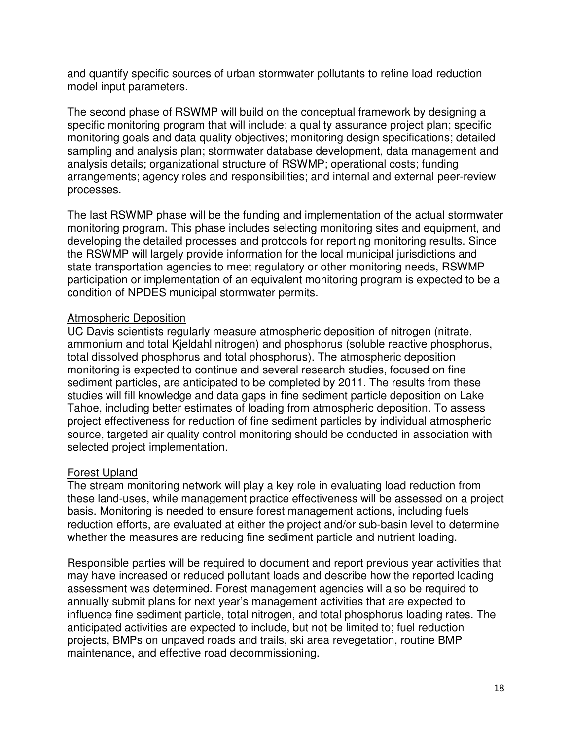and quantify specific sources of urban stormwater pollutants to refine load reduction model input parameters.

The second phase of RSWMP will build on the conceptual framework by designing a specific monitoring program that will include: a quality assurance project plan; specific monitoring goals and data quality objectives; monitoring design specifications; detailed sampling and analysis plan; stormwater database development, data management and analysis details; organizational structure of RSWMP; operational costs; funding arrangements; agency roles and responsibilities; and internal and external peer-review processes.

The last RSWMP phase will be the funding and implementation of the actual stormwater monitoring program. This phase includes selecting monitoring sites and equipment, and developing the detailed processes and protocols for reporting monitoring results. Since the RSWMP will largely provide information for the local municipal jurisdictions and state transportation agencies to meet regulatory or other monitoring needs, RSWMP participation or implementation of an equivalent monitoring program is expected to be a condition of NPDES municipal stormwater permits.

<u>Atmospheric Deposition</u>

UC Davis scientists regularly measure atmospheric deposition of nitrogen (nitrate, ammonium and total Kjeldahl nitrogen) and phosphorus (soluble reactive phosphorus, total dissolved phosphorus and total phosphorus). The atmospheric deposition monitoring is expected to continue and several research studies, focused on fine sediment particles, are anticipated to be completed by 2011. The results from these studies will fill knowledge and data gaps in fine sediment particle deposition on Lake Tahoe, including better estimates of loading from atmospheric deposition. To assess project effectiveness for reduction of fine sediment particles by individual atmospheric source, targeted air quality control monitoring should be conducted in association with selected project implementation.

<u>Forest Upland</u>

The stream monitoring network will play a key role in evaluating load reduction from these land-uses, while management practice effectiveness will be assessed on a project basis. Monitoring is needed to ensure forest management actions, including fuels reduction efforts, are evaluated at either the project and/or sub-basin level to determine whether the measures are reducing fine sediment particle and nutrient loading.

Responsible parties will be required to document and report previous year activities that may have increased or reduced pollutant loads and describe how the reported loading assessment was determined. Forest management agencies will also be required to annually submit plans for next year's management activities that are expected to influence fine sediment particle, total nitrogen, and total phosphorus loading rates. The anticipated activities are expected to include, but not be limited to; fuel reduction projects, BMPs on unpaved roads and trails, ski area revegetation, routine BMP maintenance, and effective road decommissioning.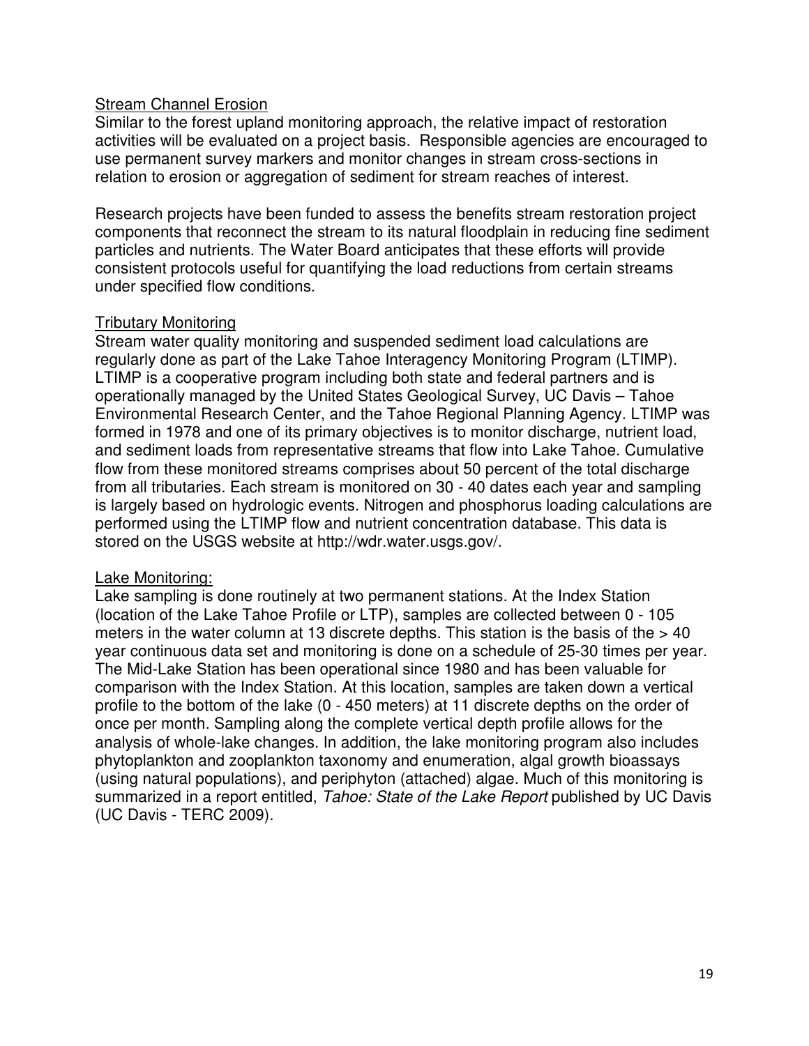## Stream Channel Erosion

Similar to the forest upland monitoring approach, the relative impact of restoration activities will be evaluated on a project basis. Responsible agencies are encouraged to use permanent survey markers and monitor changes in stream cross-sections in relation to erosion or aggregation of sediment for stream reaches of interest.

Research projects have been funded to assess the benefits stream restoration project components that reconnect the stream to its natural floodplain in reducing fine sediment particles and nutrients. The Water Board anticipates that these efforts will provide consistent protocols useful for quantifying the load reductions from certain streams under specified flow conditions.

## Tributary Monitoring

Stream water quality monitoring and suspended sediment load calculations are regularly done as part of the Lake Tahoe Interagency Monitoring Program (LTIMP). LTIMP is a cooperative program including both state and federal partners and is operationally managed by the United States Geological Survey, UC Davis – Tahoe Environmental Research Center, and the Tahoe Regional Planning Agency. LTIMP was formed in 1978 and one of its primary objectives is to monitor discharge, nutrient load, and sediment loads from representative streams that flow into Lake Tahoe. Cumulative flow from these monitored streams comprises about 50 percent of the total discharge from all tributaries. Each stream is monitored on 30 - 40 dates each year and sampling is largely based on hydrologic events. Nitrogen and phosphorus loading calculations are performed using the LTIMP flow and nutrient concentration database. This data is stored on the USGS website at http://wdr.water.usgs.gov/.

## Lake Monitoring:

Lake sampling is done routinely at two permanent stations. At the Index Station (location of the Lake Tahoe Profile or LTP), samples are collected between 0 - 105 meters in the water column at 13 discrete depths. This station is the basis of the > 40 year continuous data set and monitoring is done on a schedule of 25-30 times per year. The Mid-Lake Station has been operational since 1980 and has been valuable for comparison with the Index Station. At this location, samples are taken down a vertical profile to the bottom of the lake (0 - 450 meters) at 11 discrete depths on the order of once per month. Sampling along the complete vertical depth profile allows for the analysis of whole-lake changes. In addition, the lake monitoring program also includes phytoplankton and zooplankton taxonomy and enumeration, algal growth bioassays (using natural populations), and periphyton (attached) algae. Much of this monitoring is summarized in a report entitled, *Tahoe: State of the Lake Report* published by UC Davis (UC Davis - TERC 2009).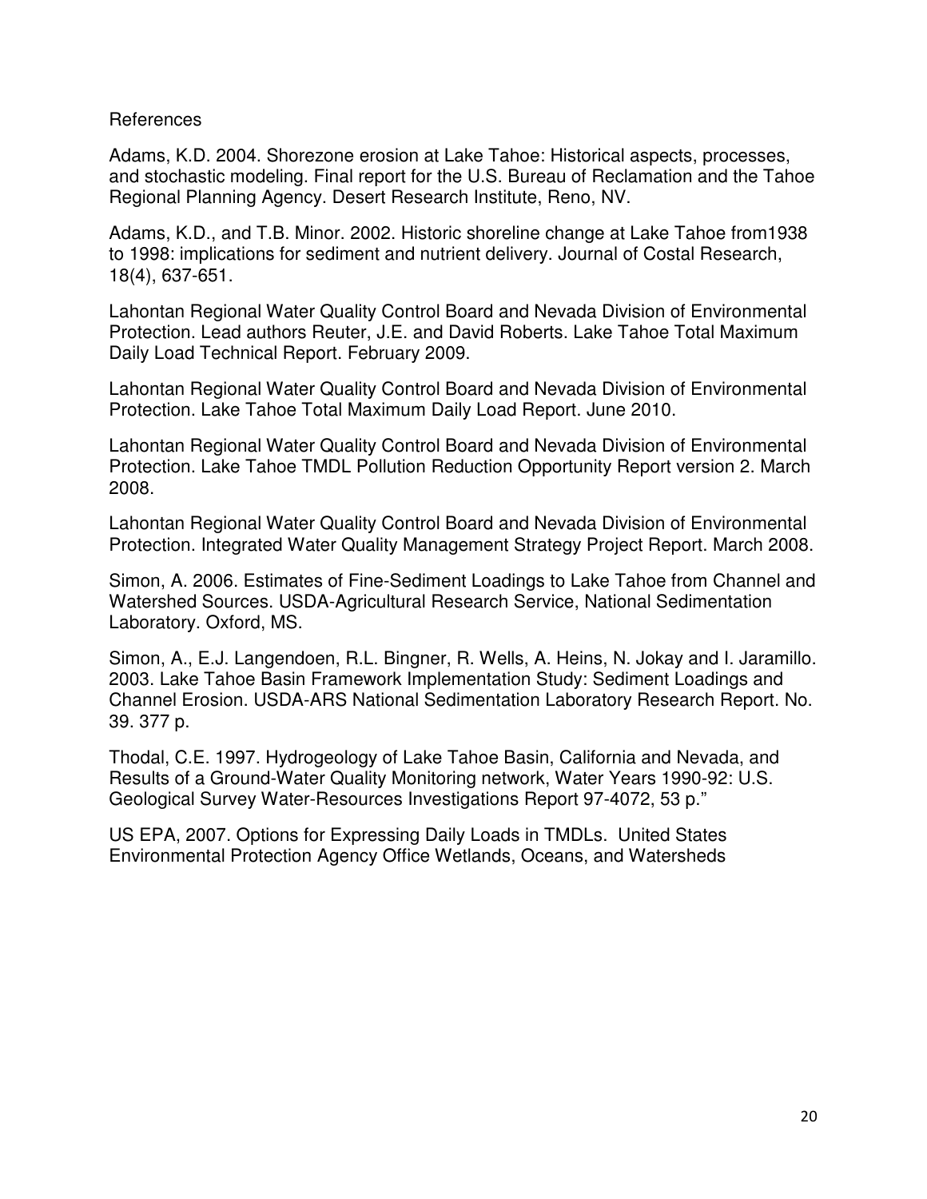## References

Adams, K.D. 2004. Shorezone erosion at Lake Tahoe: Historical aspects, processes, and stochastic modeling. Final report for the U.S. Bureau of Reclamation and the Tahoe Regional Planning Agency. Desert Research Institute, Reno, NV.

Adams, K.D., and T.B. Minor. 2002. Historic shoreline change at Lake Tahoe from1938 to 1998: implications for sediment and nutrient delivery. Journal of Costal Research, 18(4), 637-651.

Lahontan Regional Water Quality Control Board and Nevada Division of Environmental Protection. Lead authors Reuter, J.E. and David Roberts. Lake Tahoe Total Maximum Daily Load Technical Report. February 2009.

Lahontan Regional Water Quality Control Board and Nevada Division of Environmental Protection. Lake Tahoe Total Maximum Daily Load Report. June 2010.

Lahontan Regional Water Quality Control Board and Nevada Division of Environmental Protection. Lake Tahoe TMDL Pollution Reduction Opportunity Report version 2. March 2008.

Lahontan Regional Water Quality Control Board and Nevada Division of Environmental Protection. Integrated Water Quality Management Strategy Project Report. March 2008.

Simon, A. 2006. Estimates of Fine-Sediment Loadings to Lake Tahoe from Channel and Watershed Sources. USDA-Agricultural Research Service, National Sedimentation Laboratory. Oxford, MS.

Simon, A., E.J. Langendoen, R.L. Bingner, R. Wells, A. Heins, N. Jokay and I. Jaramillo. 2003. Lake Tahoe Basin Framework Implementation Study: Sediment Loadings and Channel Erosion. USDA-ARS National Sedimentation Laboratory Research Report. No. 39. 377 p.

Thodal, C.E. 1997. Hydrogeology of Lake Tahoe Basin, California and Nevada, and Results of a Ground-Water Quality Monitoring network, Water Years 1990-92: U.S. Geological Survey Water-Resources Investigations Report 97-4072, 53 p."

US EPA, 2007. Options for Expressing Daily Loads in TMDLs. United States Environmental Protection Agency Office Wetlands, Oceans, and Watersheds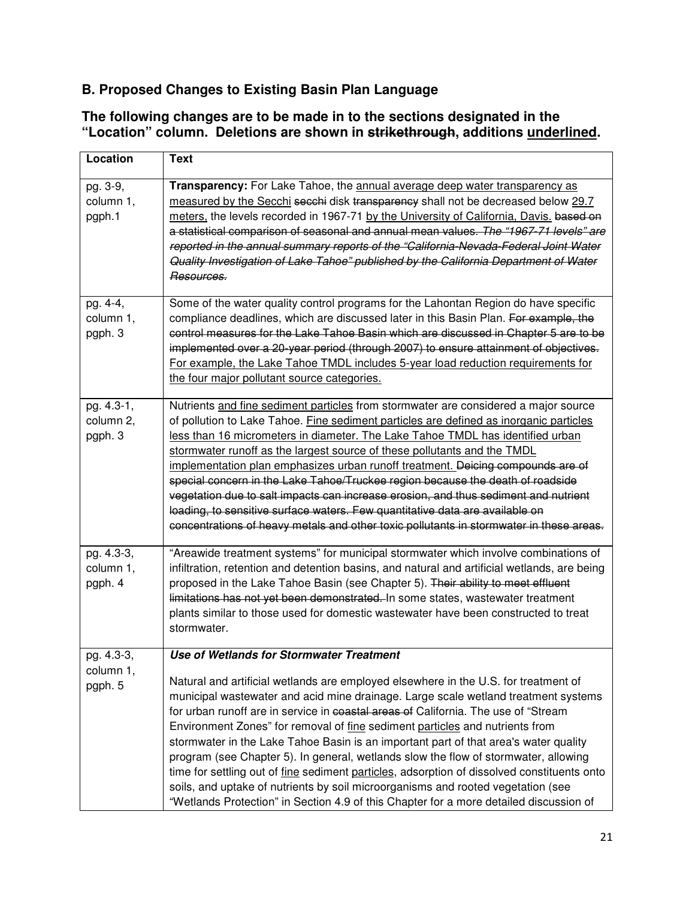## B. Proposed Changes to Existing Basin Plan Language

### The following changes are to be made in to the sections designated in the "Location" column. Deletions are shown in ~~strikethrough~~, additions <u>underlined</u>.

| Location | Text |
|---|---|
| pg. 3-9, column 1, pgph.1 | **Transparency:** For Lake Tahoe, the <u>annual average deep water transparency as measured by the Secchi</u> ~~secchi~~ disk ~~transparency~~ shall not be decreased below <u>29.7 meters,</u> the levels recorded in 1967-71 <u>by the University of California, Davis.</u> ~~based on a statistical comparison of seasonal and annual mean values.~~ ~~*The "1967-71 levels" are reported in the annual summary reports of the "California-Nevada-Federal Joint Water Quality Investigation of Lake Tahoe" published by the California Department of Water Resources.*~~ |
| pg. 4-4, column 1, pgph. 3 | Some of the water quality control programs for the Lahontan Region do have specific compliance deadlines, which are discussed later in this Basin Plan. ~~For example, the control measures for the Lake Tahoe Basin which are discussed in Chapter 5 are to be implemented over a 20-year period (through 2007) to ensure attainment of objectives.~~ <u>For example, the Lake Tahoe TMDL includes 5-year load reduction requirements for the four major pollutant source categories.</u> |
| pg. 4.3-1, column 2, pgph. 3 | Nutrients <u>and fine sediment particles</u> from stormwater are considered a major source of pollution to Lake Tahoe. <u>Fine sediment particles are defined as inorganic particles less than 16 micrometers in diameter. The Lake Tahoe TMDL has identified urban stormwater runoff as the largest source of these pollutants and the TMDL implementation plan emphasizes urban runoff treatment.</u> ~~Deicing compounds are of special concern in the Lake Tahoe/Truckee region because the death of roadside vegetation due to salt impacts can increase erosion, and thus sediment and nutrient loading, to sensitive surface waters. Few quantitative data are available on concentrations of heavy metals and other toxic pollutants in stormwater in these areas.~~ |
| pg. 4.3-3, column 1, pgph. 4 | "Areawide treatment systems" for municipal stormwater which involve combinations of infiltration, retention and detention basins, and natural and artificial wetlands, are being proposed in the Lake Tahoe Basin (see Chapter 5). ~~Their ability to meet effluent limitations has not yet been demonstrated.~~ In some states, wastewater treatment plants similar to those used for domestic wastewater have been constructed to treat stormwater. |
| pg. 4.3-3, column 1, pgph. 5 | ***Use of Wetlands for Stormwater Treatment*** <br><br> Natural and artificial wetlands are employed elsewhere in the U.S. for treatment of municipal wastewater and acid mine drainage. Large scale wetland treatment systems for urban runoff are in service in ~~coastal areas of~~ California. The use of "Stream Environment Zones" for removal of <u>fine</u> sediment <u>particles</u> and nutrients from stormwater in the Lake Tahoe Basin is an important part of that area's water quality program (see Chapter 5). In general, wetlands slow the flow of stormwater, allowing time for settling out of <u>fine</u> sediment <u>particles</u>, adsorption of dissolved constituents onto soils, and uptake of nutrients by soil microorganisms and rooted vegetation (see "Wetlands Protection" in Section 4.9 of this Chapter for a more detailed discussion of |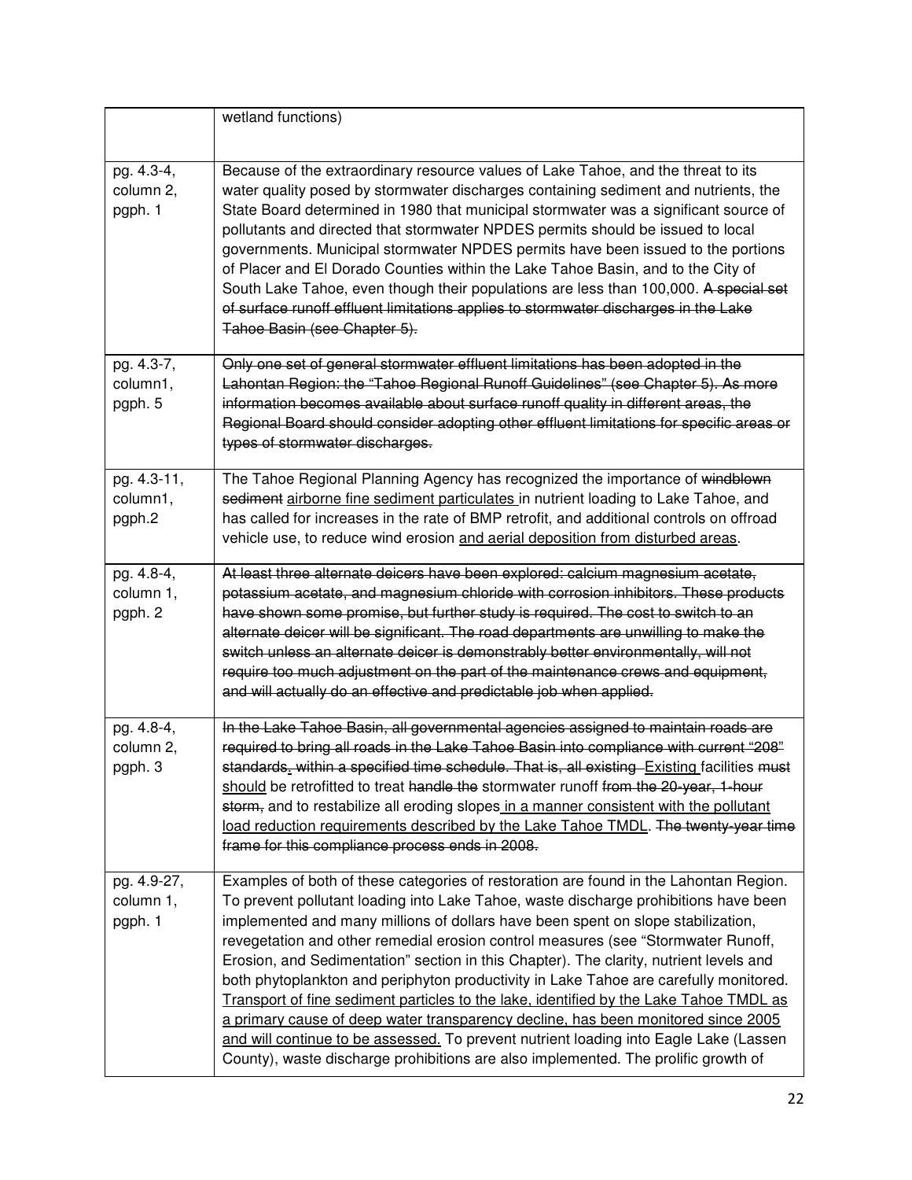| | |
|---|---|
| | wetland functions) |
| pg. 4.3-4, column 2, pgph. 1 | Because of the extraordinary resource values of Lake Tahoe, and the threat to its water quality posed by stormwater discharges containing sediment and nutrients, the State Board determined in 1980 that municipal stormwater was a significant source of pollutants and directed that stormwater NPDES permits should be issued to local governments. Municipal stormwater NPDES permits have been issued to the portions of Placer and El Dorado Counties within the Lake Tahoe Basin, and to the City of South Lake Tahoe, even though their populations are less than 100,000. ~~A special set of surface runoff effluent limitations applies to stormwater discharges in the Lake Tahoe Basin (see Chapter 5).~~ |
| pg. 4.3-7, column1, pgph. 5 | ~~Only one set of general stormwater effluent limitations has been adopted in the Lahontan Region: the "Tahoe Regional Runoff Guidelines" (see Chapter 5). As more information becomes available about surface runoff quality in different areas, the Regional Board should consider adopting other effluent limitations for specific areas or types of stormwater discharges.~~ |
| pg. 4.3-11, column1, pgph.2 | The Tahoe Regional Planning Agency has recognized the importance of ~~windblown sediment~~ <u>airborne fine sediment particulates</u> in nutrient loading to Lake Tahoe, and has called for increases in the rate of BMP retrofit, and additional controls on offroad vehicle use, to reduce wind erosion <u>and aerial deposition from disturbed areas</u>. |
| pg. 4.8-4, column 1, pgph. 2 | ~~At least three alternate deicers have been explored: calcium magnesium acetate, potassium acetate, and magnesium chloride with corrosion inhibitors. These products have shown some promise, but further study is required. The cost to switch to an alternate deicer will be significant. The road departments are unwilling to make the switch unless an alternate deicer is demonstrably better environmentally, will not require too much adjustment on the part of the maintenance crews and equipment, and will actually do an effective and predictable job when applied.~~ |
| pg. 4.8-4, column 2, pgph. 3 | ~~In the Lake Tahoe Basin, all governmental agencies assigned to maintain roads are required to bring all roads in the Lake Tahoe Basin into compliance with current "208" standards, within a specified time schedule. That is, all existing~~ <u>Existing</u> facilities ~~must~~ <u>should</u> be retrofitted to treat ~~handle the~~ stormwater runoff ~~from the 20-year, 1-hour storm,~~ and to restabilize all eroding slopes <u>in a manner consistent with the pollutant load reduction requirements described by the Lake Tahoe TMDL</u>. ~~The twenty-year time frame for this compliance process ends in 2008.~~ |
| pg. 4.9-27, column 1, pgph. 1 | Examples of both of these categories of restoration are found in the Lahontan Region. To prevent pollutant loading into Lake Tahoe, waste discharge prohibitions have been implemented and many millions of dollars have been spent on slope stabilization, revegetation and other remedial erosion control measures (see "Stormwater Runoff, Erosion, and Sedimentation" section in this Chapter). The clarity, nutrient levels and both phytoplankton and periphyton productivity in Lake Tahoe are carefully monitored. <u>Transport of fine sediment particles to the lake, identified by the Lake Tahoe TMDL as a primary cause of deep water transparency decline, has been monitored since 2005 and will continue to be assessed.</u> To prevent nutrient loading into Eagle Lake (Lassen County), waste discharge prohibitions are also implemented. The prolific growth of |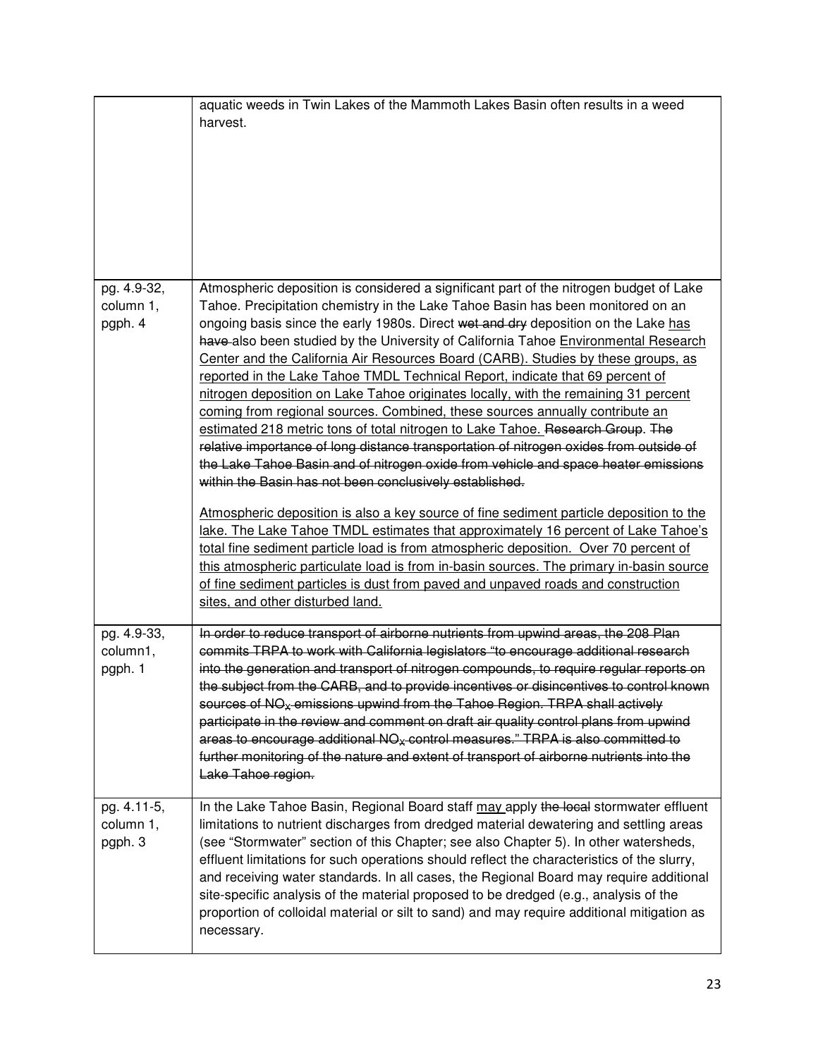| | aquatic weeds in Twin Lakes of the Mammoth Lakes Basin often results in a weed harvest. |
|---|---|
| pg. 4.9-32, column 1, pgph. 4 | Atmospheric deposition is considered a significant part of the nitrogen budget of Lake Tahoe. Precipitation chemistry in the Lake Tahoe Basin has been monitored on an ongoing basis since the early 1980s. Direct ~~wet and dry~~ deposition on the Lake <u>has</u> ~~have~~ also been studied by the University of California Tahoe <u>Environmental Research Center and the California Air Resources Board (CARB). Studies by these groups, as reported in the Lake Tahoe TMDL Technical Report, indicate that 69 percent of nitrogen deposition on Lake Tahoe originates locally, with the remaining 31 percent coming from regional sources. Combined, these sources annually contribute an estimated 218 metric tons of total nitrogen to Lake Tahoe.</u> ~~Research Group~~. ~~The relative importance of long distance transportation of nitrogen oxides from outside of the Lake Tahoe Basin and of nitrogen oxide from vehicle and space heater emissions within the Basin has not been conclusively established.~~<br><br><u>Atmospheric deposition is also a key source of fine sediment particle deposition to the lake. The Lake Tahoe TMDL estimates that approximately 16 percent of Lake Tahoe's total fine sediment particle load is from atmospheric deposition. Over 70 percent of this atmospheric particulate load is from in-basin sources. The primary in-basin source of fine sediment particles is dust from paved and unpaved roads and construction sites, and other disturbed land.</u> |
| pg. 4.9-33, column1, pgph. 1 | ~~In order to reduce transport of airborne nutrients from upwind areas, the 208 Plan commits TRPA to work with California legislators "to encourage additional research into the generation and transport of nitrogen compounds, to require regular reports on the subject from the CARB, and to provide incentives or disincentives to control known sources of $NO_x$ emissions upwind from the Tahoe Region. TRPA shall actively participate in the review and comment on draft air quality control plans from upwind areas to encourage additional $NO_x$ control measures." TRPA is also committed to further monitoring of the nature and extent of transport of airborne nutrients into the Lake Tahoe region.~~ |
| pg. 4.11-5, column 1, pgph. 3 | In the Lake Tahoe Basin, Regional Board staff <u>may</u> apply ~~the local~~ stormwater effluent limitations to nutrient discharges from dredged material dewatering and settling areas (see "Stormwater" section of this Chapter; see also Chapter 5). In other watersheds, effluent limitations for such operations should reflect the characteristics of the slurry, and receiving water standards. In all cases, the Regional Board may require additional site-specific analysis of the material proposed to be dredged (e.g., analysis of the proportion of colloidal material or silt to sand) and may require additional mitigation as necessary. |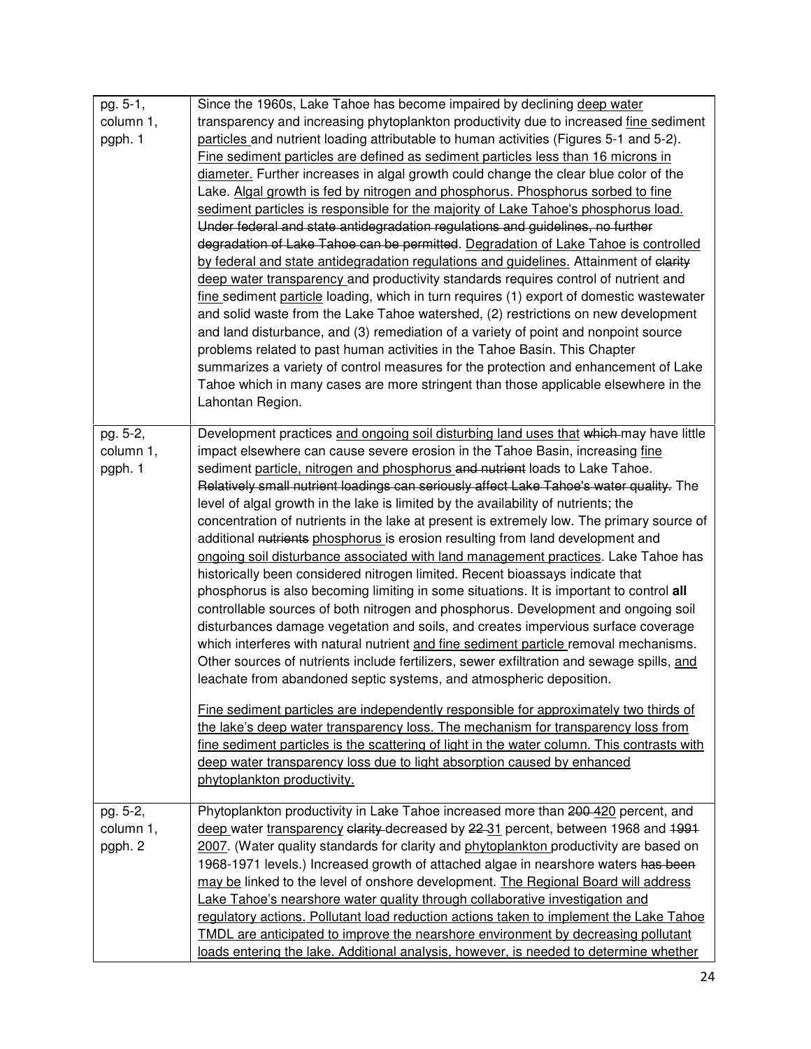| | |
|---|---|
| pg. 5-1, column 1, pgph. 1 | Since the 1960s, Lake Tahoe has become impaired by declining <u>deep water</u> transparency and increasing phytoplankton productivity due to increased <u>fine</u> sediment <u>particles</u> and nutrient loading attributable to human activities (Figures 5-1 and 5-2). <u>Fine sediment particles are defined as sediment particles less than 16 microns in diameter.</u> Further increases in algal growth could change the clear blue color of the Lake. <u>Algal growth is fed by nitrogen and phosphorus. Phosphorus sorbed to fine sediment particles is responsible for the majority of Lake Tahoe's phosphorus load.</u> ~~Under federal and state antidegradation regulations and guidelines, no further degradation of Lake Tahoe can be permitted~~. <u>Degradation of Lake Tahoe is controlled by federal and state antidegradation regulations and guidelines.</u> Attainment of ~~clarity~~ <u>deep water transparency</u> and productivity standards requires control of nutrient and <u>fine</u> sediment <u>particle</u> loading, which in turn requires (1) export of domestic wastewater and solid waste from the Lake Tahoe watershed, (2) restrictions on new development and land disturbance, and (3) remediation of a variety of point and nonpoint source problems related to past human activities in the Tahoe Basin. This Chapter summarizes a variety of control measures for the protection and enhancement of Lake Tahoe which in many cases are more stringent than those applicable elsewhere in the Lahontan Region. |
| pg. 5-2, column 1, pgph. 1 | Development practices <u>and ongoing soil disturbing land uses that</u> ~~which~~ may have little impact elsewhere can cause severe erosion in the Tahoe Basin, increasing <u>fine</u> sediment <u>particle, nitrogen and phosphorus</u> ~~and nutrient~~ loads to Lake Tahoe. ~~Relatively small nutrient loadings can seriously affect Lake Tahoe's water quality.~~ The level of algal growth in the lake is limited by the availability of nutrients; the concentration of nutrients in the lake at present is extremely low. The primary source of additional ~~nutrients~~ <u>phosphorus</u> is erosion resulting from land development and <u>ongoing soil disturbance associated with land management practices</u>. Lake Tahoe has historically been considered nitrogen limited. Recent bioassays indicate that phosphorus is also becoming limiting in some situations. It is important to control **all** controllable sources of both nitrogen and phosphorus. Development and ongoing soil disturbances damage vegetation and soils, and creates impervious surface coverage which interferes with natural nutrient <u>and fine sediment particle</u> removal mechanisms. Other sources of nutrients include fertilizers, sewer exfiltration and sewage spills, <u>and</u> leachate from abandoned septic systems, and atmospheric deposition.<br><br><u>Fine sediment particles are independently responsible for approximately two thirds of the lake's deep water transparency loss. The mechanism for transparency loss from fine sediment particles is the scattering of light in the water column. This contrasts with deep water transparency loss due to light absorption caused by enhanced phytoplankton productivity.</u> |
| pg. 5-2, column 1, pgph. 2 | Phytoplankton productivity in Lake Tahoe increased more than ~~200~~ <u>420</u> percent, and <u>deep</u> water <u>transparency</u> ~~clarity~~ decreased by ~~22~~ <u>31</u> percent, between 1968 and ~~1991~~ <u>2007</u>. (Water quality standards for clarity and <u>phytoplankton</u> productivity are based on 1968-1971 levels.) Increased growth of attached algae in nearshore waters ~~has been~~ <u>may be</u> linked to the level of onshore development. <u>The Regional Board will address Lake Tahoe's nearshore water quality through collaborative investigation and regulatory actions. Pollutant load reduction actions taken to implement the Lake Tahoe TMDL are anticipated to improve the nearshore environment by decreasing pollutant loads entering the lake. Additional analysis, however, is needed to determine whether</u> |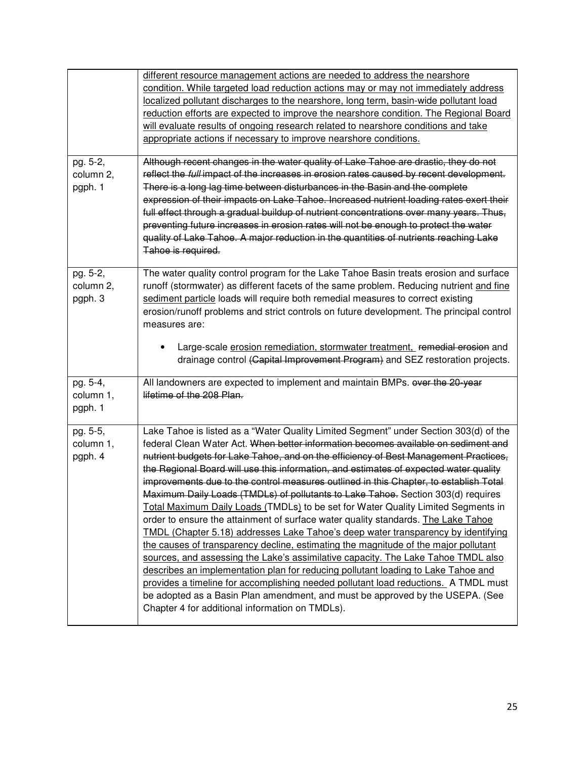| | |
|---|---|
| | <u>different resource management actions are needed to address the nearshore condition. While targeted load reduction actions may or may not immediately address localized pollutant discharges to the nearshore, long term, basin-wide pollutant load reduction efforts are expected to improve the nearshore condition. The Regional Board will evaluate results of ongoing research related to nearshore conditions and take appropriate actions if necessary to improve nearshore conditions.</u> |
| pg. 5-2, column 2, pgph. 1 | ~~Although recent changes in the water quality of Lake Tahoe are drastic, they do not reflect the *full* impact of the increases in erosion rates caused by recent development. There is a long lag time between disturbances in the Basin and the complete expression of their impacts on Lake Tahoe. Increased nutrient loading rates exert their full effect through a gradual buildup of nutrient concentrations over many years. Thus, preventing future increases in erosion rates will not be enough to protect the water quality of Lake Tahoe. A major reduction in the quantities of nutrients reaching Lake Tahoe is required.~~ |
| pg. 5-2, column 2, pgph. 3 | The water quality control program for the Lake Tahoe Basin treats erosion and surface runoff (stormwater) as different facets of the same problem. Reducing nutrient <u>and fine sediment particle</u> loads will require both remedial measures to correct existing erosion/runoff problems and strict controls on future development. The principal control measures are:<br><br>• Large-scale <u>erosion remediation, stormwater treatment,</u> ~~remedial erosion~~ and drainage control ~~(Capital Improvement Program)~~ and SEZ restoration projects. |
| pg. 5-4, column 1, pgph. 1 | All landowners are expected to implement and maintain BMPs. ~~over the 20-year lifetime of the 208 Plan.~~ |
| pg. 5-5, column 1, pgph. 4 | Lake Tahoe is listed as a "Water Quality Limited Segment" under Section 303(d) of the federal Clean Water Act. ~~When better information becomes available on sediment and nutrient budgets for Lake Tahoe, and on the efficiency of Best Management Practices, the Regional Board will use this information, and estimates of expected water quality improvements due to the control measures outlined in this Chapter, to establish Total Maximum Daily Loads (TMDLs) of pollutants to Lake Tahoe.~~ Section 303(d) requires <u>Total Maximum Daily Loads (</u>TMDLs<u>)</u> to be set for Water Quality Limited Segments in order to ensure the attainment of surface water quality standards. <u>The Lake Tahoe TMDL (Chapter 5.18) addresses Lake Tahoe's deep water transparency by identifying the causes of transparency decline, estimating the magnitude of the major pollutant sources, and assessing the Lake's assimilative capacity. The Lake Tahoe TMDL also describes an implementation plan for reducing pollutant loading to Lake Tahoe and provides a timeline for accomplishing needed pollutant load reductions.</u> A TMDL must be adopted as a Basin Plan amendment, and must be approved by the USEPA. (See Chapter 4 for additional information on TMDLs). |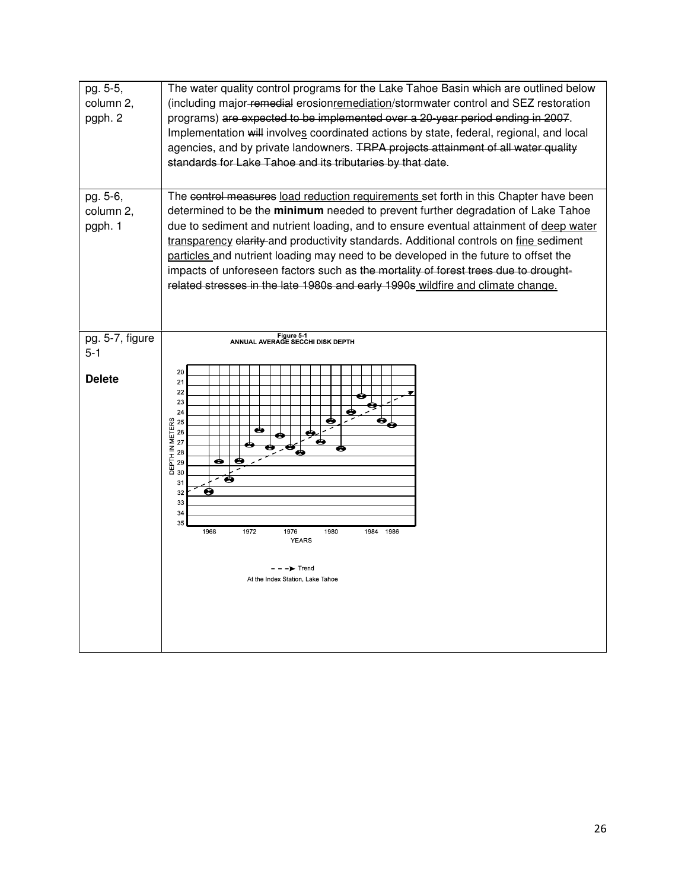| | |
|---|---|
| pg. 5-5, column 2, pgph. 2 | The water quality control programs for the Lake Tahoe Basin ~~which~~ are outlined below (including major ~~remedial~~ erosion<u>remediation</u>/stormwater control and SEZ restoration programs) ~~are expected to be implemented over a 20-year period ending in 2007~~. Implementation ~~will~~ involve<u>s</u> coordinated actions by state, federal, regional, and local agencies, and by private landowners. ~~TRPA projects attainment of all water quality standards for Lake Tahoe and its tributaries by that date~~. |
| pg. 5-6, column 2, pgph. 1 | The ~~control measures~~ <u>load reduction requirements</u> set forth in this Chapter have been determined to be the **minimum** needed to prevent further degradation of Lake Tahoe due to sediment and nutrient loading, and to ensure eventual attainment of <u>deep water transparency</u> ~~clarity~~ and productivity standards. Additional controls on <u>fine</u> sediment <u>particles</u> and nutrient loading may need to be developed in the future to offset the impacts of unforeseen factors such as ~~the mortality of forest trees due to drought-related stresses in the late 1980s and early 1990s~~ <u>wildfire and climate change.</u> |
| pg. 5-7, figure 5-1<br><br>**Delete** | Figure 5-1<br>ANNUAL AVERAGE SECCHI DISK DEPTH<br><br>[Chart: DEPTH IN METERS (20–35) vs. YEARS (1968–1986); Trend line]<br><br>- - -▶ Trend<br>At the Index Station, Lake Tahoe |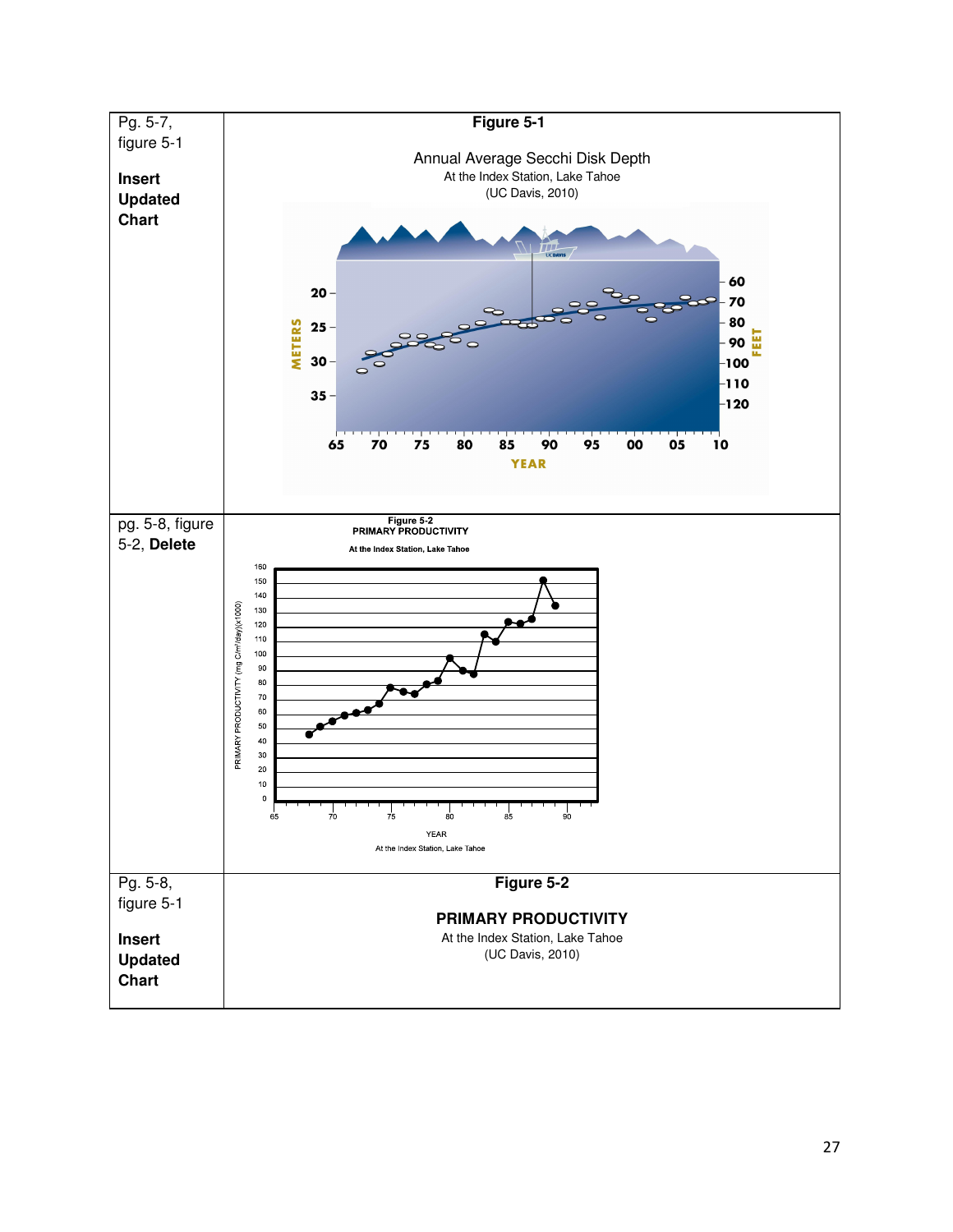| | |
|---|---|
| Pg. 5-7, figure 5-1 **Insert Updated Chart** | **Figure 5-1** Annual Average Secchi Disk Depth At the Index Station, Lake Tahoe (UC Davis, 2010) |
| pg. 5-8, figure 5-2, **Delete** | **Figure 5-2** **PRIMARY PRODUCTIVITY** At the Index Station, Lake Tahoe |
| Pg. 5-8, figure 5-1 **Insert Updated Chart** | **Figure 5-2** **PRIMARY PRODUCTIVITY** At the Index Station, Lake Tahoe (UC Davis, 2010) |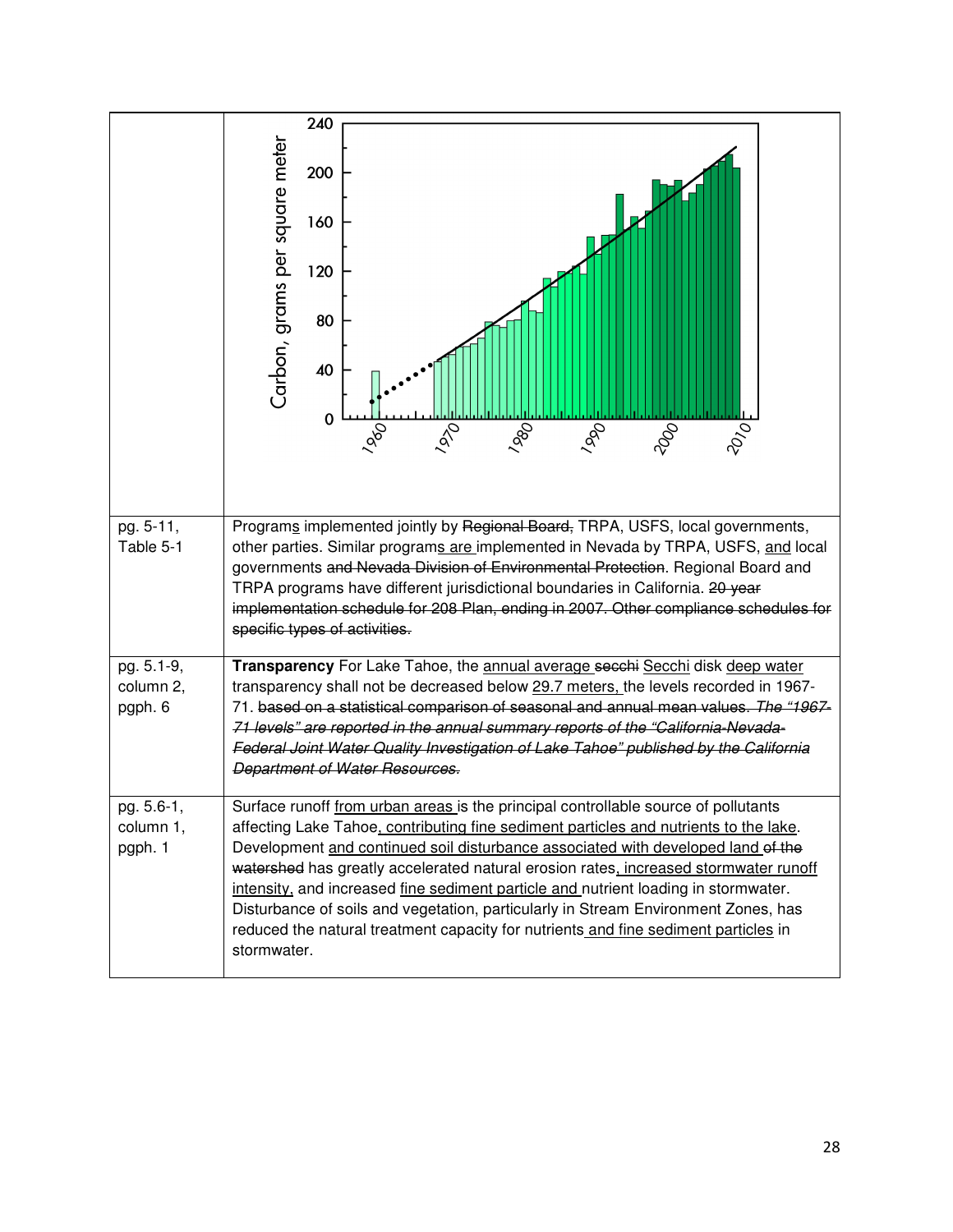| | |
|---|---|
| | Carbon, grams per square meter; 0, 40, 80, 120, 160, 200, 240; 1960, 1970, 1980, 1990, 2000, 2010 |
| pg. 5-11, Table 5-1 | Program<u>s</u> implemented jointly by ~~Regional Board,~~ TRPA, USFS, local governments, other parties. Similar program<u>s are</u> implemented in Nevada by TRPA, USFS, <u>and</u> local governments ~~and Nevada Division of Environmental Protection~~. Regional Board and TRPA programs have different jurisdictional boundaries in California. ~~20 year implementation schedule for 208 Plan, ending in 2007. Other compliance schedules for specific types of activities.~~ |
| pg. 5.1-9, column 2, pgph. 6 | **Transparency** For Lake Tahoe, the <u>annual average</u> ~~secchi~~ <u>Secchi</u> disk <u>deep water</u> transparency shall not be decreased below <u>29.7 meters,</u> the levels recorded in 1967-71. ~~based on a statistical comparison of seasonal and annual mean values.~~ ~~*The "1967-71 levels" are reported in the annual summary reports of the "California-Nevada-Federal Joint Water Quality Investigation of Lake Tahoe" published by the California Department of Water Resources.*~~ |
| pg. 5.6-1, column 1, pgph. 1 | Surface runoff <u>from urban areas</u> is the principal controllable source of pollutants affecting Lake Tahoe<u>, contributing fine sediment particles and nutrients to the lake</u>. Development <u>and continued soil disturbance associated with developed land</u> ~~of the watershed~~ has greatly accelerated natural erosion rates<u>, increased stormwater runoff intensity,</u> and increased <u>fine sediment particle and</u> nutrient loading in stormwater. Disturbance of soils and vegetation, particularly in Stream Environment Zones, has reduced the natural treatment capacity for nutrients <u>and fine sediment particles</u> in stormwater. |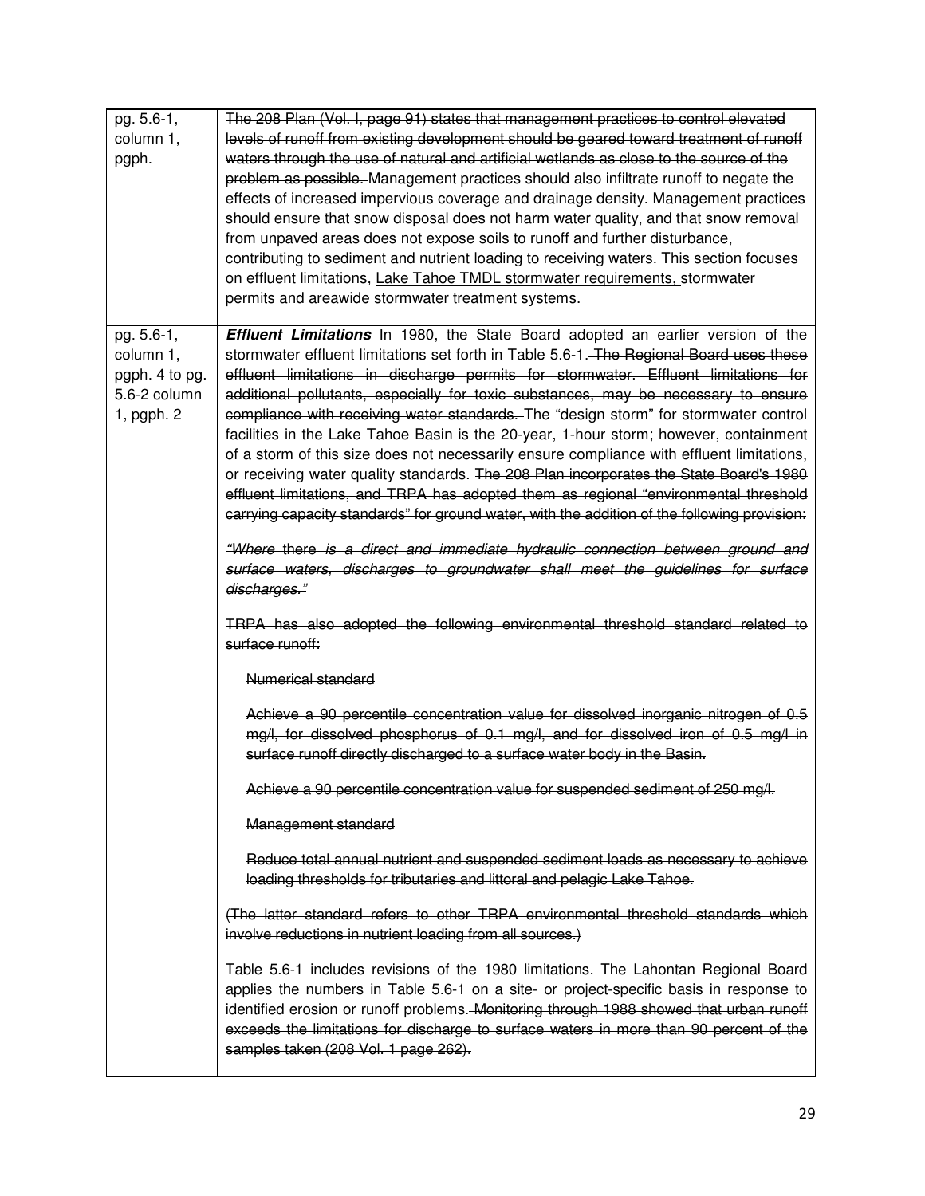| | |
|---|---|
| pg. 5.6-1, column 1, pgph. | ~~The 208 Plan (Vol. I, page 91) states that management practices to control elevated levels of runoff from existing development should be geared toward treatment of runoff waters through the use of natural and artificial wetlands as close to the source of the problem as possible.~~ Management practices should also infiltrate runoff to negate the effects of increased impervious coverage and drainage density. Management practices should ensure that snow disposal does not harm water quality, and that snow removal from unpaved areas does not expose soils to runoff and further disturbance, contributing to sediment and nutrient loading to receiving waters. This section focuses on effluent limitations, <u>Lake Tahoe TMDL stormwater requirements,</u> stormwater permits and areawide stormwater treatment systems. |
| pg. 5.6-1, column 1, pgph. 4 to pg. 5.6-2 column 1, pgph. 2 | ***Effluent Limitations*** In 1980, the State Board adopted an earlier version of the stormwater effluent limitations set forth in Table 5.6-1. ~~The Regional Board uses these effluent limitations in discharge permits for stormwater. Effluent limitations for additional pollutants, especially for toxic substances, may be necessary to ensure compliance with receiving water standards.~~ The "design storm" for stormwater control facilities in the Lake Tahoe Basin is the 20-year, 1-hour storm; however, containment of a storm of this size does not necessarily ensure compliance with effluent limitations, or receiving water quality standards. ~~The 208 Plan incorporates the State Board's 1980 effluent limitations, and TRPA has adopted them as regional "environmental threshold carrying capacity standards" for ground water, with the addition of the following provision:~~<br><br>~~*"Where there is a direct and immediate hydraulic connection between ground and surface waters, discharges to groundwater shall meet the guidelines for surface discharges."*~~<br><br>~~TRPA has also adopted the following environmental threshold standard related to surface runoff:~~<br><br>~~<u>Numerical standard</u>~~<br><br>~~Achieve a 90 percentile concentration value for dissolved inorganic nitrogen of 0.5 mg/l, for dissolved phosphorus of 0.1 mg/l, and for dissolved iron of 0.5 mg/l in surface runoff directly discharged to a surface water body in the Basin.~~<br><br>~~Achieve a 90 percentile concentration value for suspended sediment of 250 mg/l.~~<br><br>~~<u>Management standard</u>~~<br><br>~~Reduce total annual nutrient and suspended sediment loads as necessary to achieve loading thresholds for tributaries and littoral and pelagic Lake Tahoe.~~<br><br>~~(The latter standard refers to other TRPA environmental threshold standards which involve reductions in nutrient loading from all sources.)~~<br><br>Table 5.6-1 includes revisions of the 1980 limitations. The Lahontan Regional Board applies the numbers in Table 5.6-1 on a site- or project-specific basis in response to identified erosion or runoff problems. ~~Monitoring through 1988 showed that urban runoff exceeds the limitations for discharge to surface waters in more than 90 percent of the samples taken (208 Vol. 1 page 262).~~ |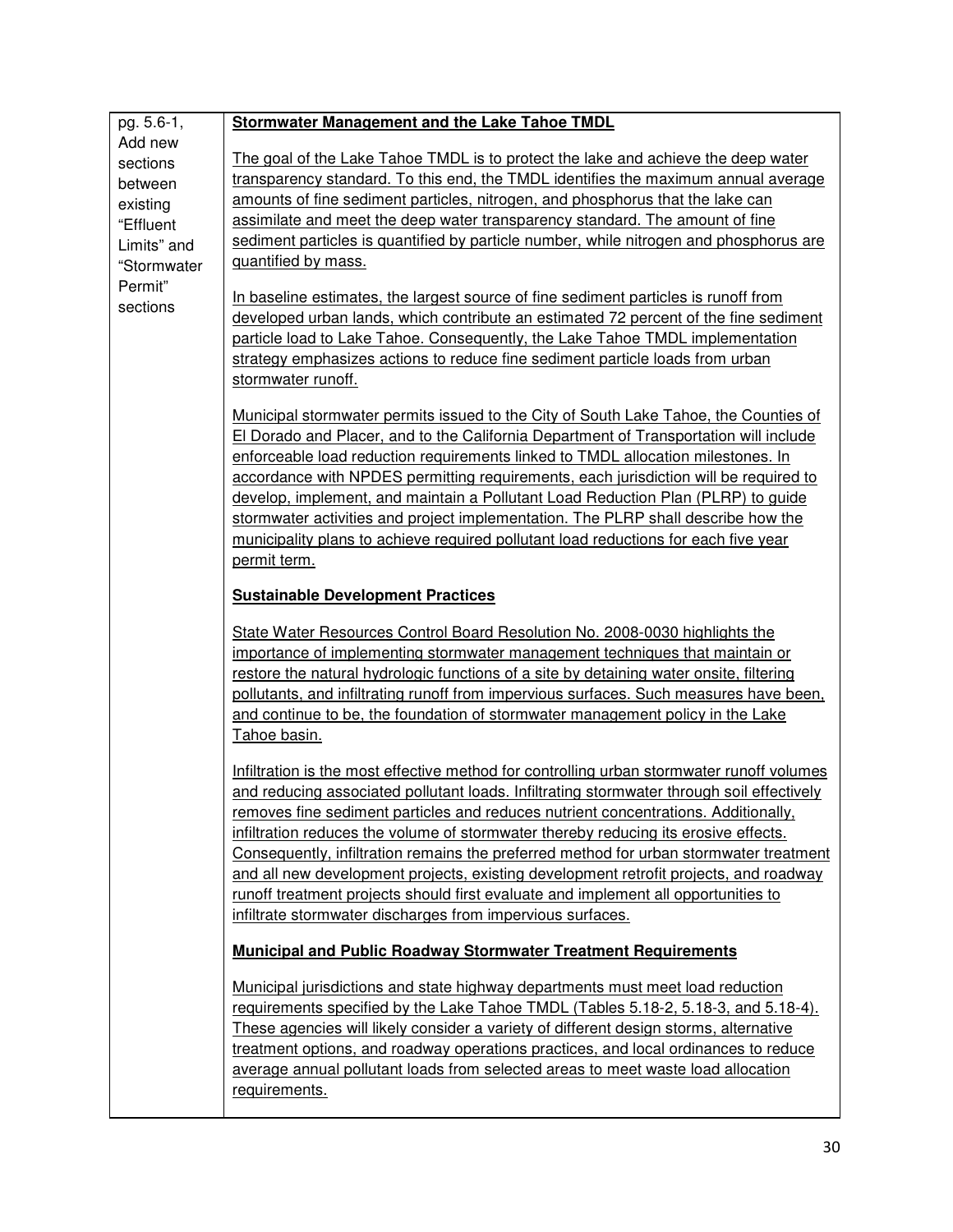| | |
|---|---|
| pg. 5.6-1, Add new sections between existing "Effluent Limits" and "Stormwater Permit" sections | **Stormwater Management and the Lake Tahoe TMDL**<br><br>The goal of the Lake Tahoe TMDL is to protect the lake and achieve the deep water transparency standard. To this end, the TMDL identifies the maximum annual average amounts of fine sediment particles, nitrogen, and phosphorus that the lake can assimilate and meet the deep water transparency standard. The amount of fine sediment particles is quantified by particle number, while nitrogen and phosphorus are quantified by mass.<br><br>In baseline estimates, the largest source of fine sediment particles is runoff from developed urban lands, which contribute an estimated 72 percent of the fine sediment particle load to Lake Tahoe. Consequently, the Lake Tahoe TMDL implementation strategy emphasizes actions to reduce fine sediment particle loads from urban stormwater runoff.<br><br>Municipal stormwater permits issued to the City of South Lake Tahoe, the Counties of El Dorado and Placer, and to the California Department of Transportation will include enforceable load reduction requirements linked to TMDL allocation milestones. In accordance with NPDES permitting requirements, each jurisdiction will be required to develop, implement, and maintain a Pollutant Load Reduction Plan (PLRP) to guide stormwater activities and project implementation. The PLRP shall describe how the municipality plans to achieve required pollutant load reductions for each five year permit term.<br><br>**Sustainable Development Practices**<br><br>State Water Resources Control Board Resolution No. 2008-0030 highlights the importance of implementing stormwater management techniques that maintain or restore the natural hydrologic functions of a site by detaining water onsite, filtering pollutants, and infiltrating runoff from impervious surfaces. Such measures have been, and continue to be, the foundation of stormwater management policy in the Lake Tahoe basin.<br><br>Infiltration is the most effective method for controlling urban stormwater runoff volumes and reducing associated pollutant loads. Infiltrating stormwater through soil effectively removes fine sediment particles and reduces nutrient concentrations. Additionally, infiltration reduces the volume of stormwater thereby reducing its erosive effects. Consequently, infiltration remains the preferred method for urban stormwater treatment and all new development projects, existing development retrofit projects, and roadway runoff treatment projects should first evaluate and implement all opportunities to infiltrate stormwater discharges from impervious surfaces.<br><br>**Municipal and Public Roadway Stormwater Treatment Requirements**<br><br>Municipal jurisdictions and state highway departments must meet load reduction requirements specified by the Lake Tahoe TMDL (Tables 5.18-2, 5.18-3, and 5.18-4). These agencies will likely consider a variety of different design storms, alternative treatment options, and roadway operations practices, and local ordinances to reduce average annual pollutant loads from selected areas to meet waste load allocation requirements. |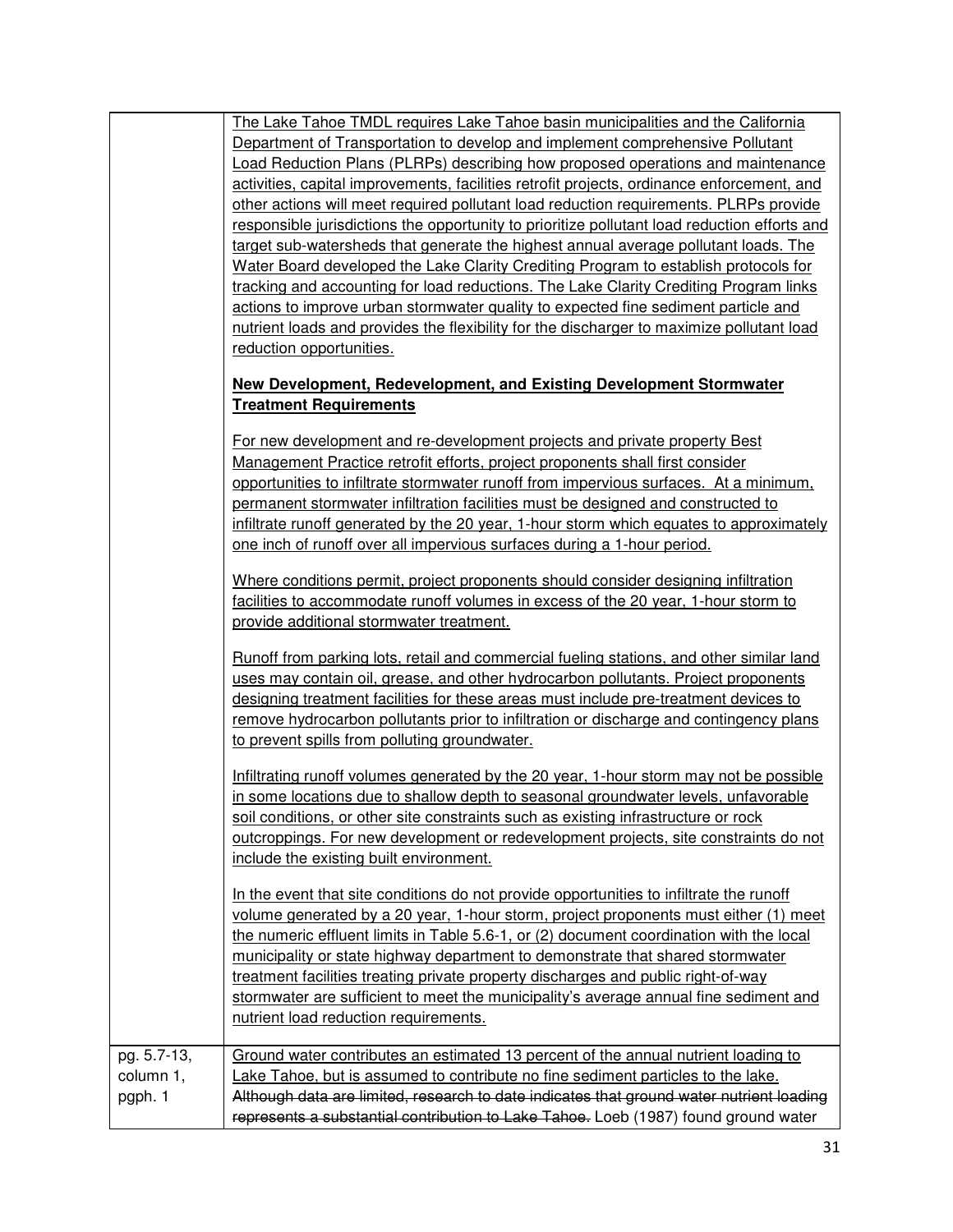| | |
|---|---|
| | <u>The Lake Tahoe TMDL requires Lake Tahoe basin municipalities and the California Department of Transportation to develop and implement comprehensive Pollutant Load Reduction Plans (PLRPs) describing how proposed operations and maintenance activities, capital improvements, facilities retrofit projects, ordinance enforcement, and other actions will meet required pollutant load reduction requirements. PLRPs provide responsible jurisdictions the opportunity to prioritize pollutant load reduction efforts and target sub-watersheds that generate the highest annual average pollutant loads. The Water Board developed the Lake Clarity Crediting Program to establish protocols for tracking and accounting for load reductions. The Lake Clarity Crediting Program links actions to improve urban stormwater quality to expected fine sediment particle and nutrient loads and provides the flexibility for the discharger to maximize pollutant load reduction opportunities.</u><br><br>**<u>New Development, Redevelopment, and Existing Development Stormwater Treatment Requirements</u>**<br><br><u>For new development and re-development projects and private property Best Management Practice retrofit efforts, project proponents shall first consider opportunities to infiltrate stormwater runoff from impervious surfaces. At a minimum, permanent stormwater infiltration facilities must be designed and constructed to infiltrate runoff generated by the 20 year, 1-hour storm which equates to approximately one inch of runoff over all impervious surfaces during a 1-hour period.</u><br><br><u>Where conditions permit, project proponents should consider designing infiltration facilities to accommodate runoff volumes in excess of the 20 year, 1-hour storm to provide additional stormwater treatment.</u><br><br><u>Runoff from parking lots, retail and commercial fueling stations, and other similar land uses may contain oil, grease, and other hydrocarbon pollutants. Project proponents designing treatment facilities for these areas must include pre-treatment devices to remove hydrocarbon pollutants prior to infiltration or discharge and contingency plans to prevent spills from polluting groundwater.</u><br><br><u>Infiltrating runoff volumes generated by the 20 year, 1-hour storm may not be possible in some locations due to shallow depth to seasonal groundwater levels, unfavorable soil conditions, or other site constraints such as existing infrastructure or rock outcroppings. For new development or redevelopment projects, site constraints do not include the existing built environment.</u><br><br><u>In the event that site conditions do not provide opportunities to infiltrate the runoff volume generated by a 20 year, 1-hour storm, project proponents must either (1) meet the numeric effluent limits in Table 5.6-1, or (2) document coordination with the local municipality or state highway department to demonstrate that shared stormwater treatment facilities treating private property discharges and public right-of-way stormwater are sufficient to meet the municipality's average annual fine sediment and nutrient load reduction requirements.</u> |
| pg. 5.7-13, column 1, pgph. 1 | <u>Ground water contributes an estimated 13 percent of the annual nutrient loading to Lake Tahoe, but is assumed to contribute no fine sediment particles to the lake.</u> ~~Although data are limited, research to date indicates that ground water nutrient loading represents a substantial contribution to Lake Tahoe.~~ Loeb (1987) found ground water |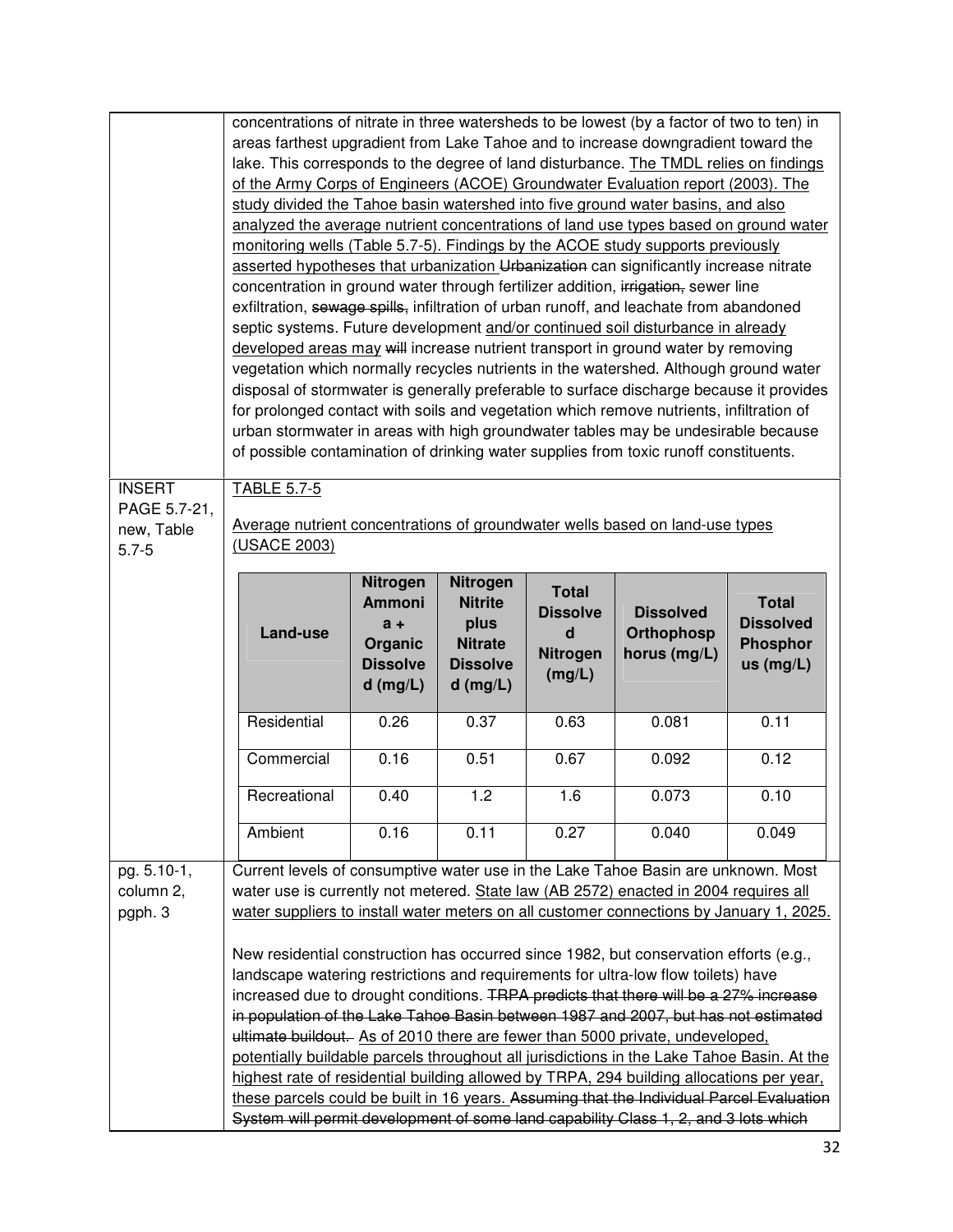| | |
|---|---|
| | concentrations of nitrate in three watersheds to be lowest (by a factor of two to ten) in areas farthest upgradient from Lake Tahoe and to increase downgradient toward the lake. This corresponds to the degree of land disturbance. <u>The TMDL relies on findings of the Army Corps of Engineers (ACOE) Groundwater Evaluation report (2003). The study divided the Tahoe basin watershed into five ground water basins, and also analyzed the average nutrient concentrations of land use types based on ground water monitoring wells (Table 5.7-5). Findings by the ACOE study supports previously asserted hypotheses that urbanization</u> ~~Urbanization~~ can significantly increase nitrate concentration in ground water through fertilizer addition, ~~irrigation,~~ sewer line exfiltration, ~~sewage spills,~~ infiltration of urban runoff, and leachate from abandoned septic systems. Future development <u>and/or continued soil disturbance in already developed areas may</u> ~~will~~ increase nutrient transport in ground water by removing vegetation which normally recycles nutrients in the watershed. Although ground water disposal of stormwater is generally preferable to surface discharge because it provides for prolonged contact with soils and vegetation which remove nutrients, infiltration of urban stormwater in areas with high groundwater tables may be undesirable because of possible contamination of drinking water supplies from toxic runoff constituents. |
| INSERT PAGE 5.7-21, new, Table 5.7-5 | <u>TABLE 5.7-5</u><br><br><u>Average nutrient concentrations of groundwater wells based on land-use types (USACE 2003)</u> |

| Land-use | Nitrogen Ammonia + Organic Dissolved (mg/L) | Nitrogen Nitrite plus Nitrate Dissolved (mg/L) | Total Dissolved Nitrogen (mg/L) | Dissolved Orthophosphorus (mg/L) | Total Dissolved Phosphorus (mg/L) |
|---|---|---|---|---|---|
| Residential | 0.26 | 0.37 | 0.63 | 0.081 | 0.11 |
| Commercial | 0.16 | 0.51 | 0.67 | 0.092 | 0.12 |
| Recreational | 0.40 | 1.2 | 1.6 | 0.073 | 0.10 |
| Ambient | 0.16 | 0.11 | 0.27 | 0.040 | 0.049 |

| | |
|---|---|
| pg. 5.10-1, column 2, pgph. 3 | Current levels of consumptive water use in the Lake Tahoe Basin are unknown. Most water use is currently not metered. <u>State law (AB 2572) enacted in 2004 requires all water suppliers to install water meters on all customer connections by January 1, 2025.</u><br><br>New residential construction has occurred since 1982, but conservation efforts (e.g., landscape watering restrictions and requirements for ultra-low flow toilets) have increased due to drought conditions. ~~TRPA predicts that there will be a 27% increase in population of the Lake Tahoe Basin between 1987 and 2007, but has not estimated ultimate buildout.~~ <u>As of 2010 there are fewer than 5000 private, undeveloped, potentially buildable parcels throughout all jurisdictions in the Lake Tahoe Basin. At the highest rate of residential building allowed by TRPA, 294 building allocations per year, these parcels could be built in 16 years.</u> ~~Assuming that the Individual Parcel Evaluation System will permit development of some land capability Class 1, 2, and 3 lots which~~ |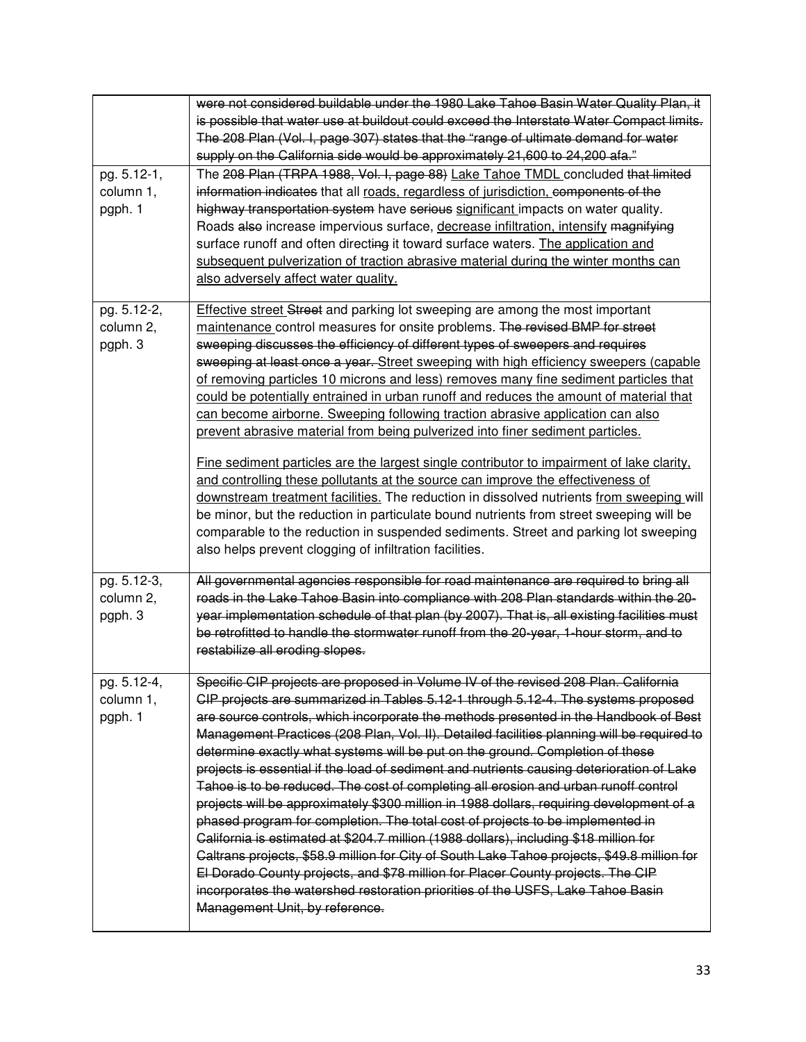| | |
|---|---|
| | ~~were not considered buildable under the 1980 Lake Tahoe Basin Water Quality Plan, it is possible that water use at buildout could exceed the Interstate Water Compact limits. The 208 Plan (Vol. I, page 307) states that the "range of ultimate demand for water supply on the California side would be approximately 21,600 to 24,200 afa."~~ |
| pg. 5.12-1, column 1, pgph. 1 | The ~~208 Plan (TRPA 1988, Vol. I, page 88)~~ <u>Lake Tahoe TMDL</u> concluded ~~that limited information indicates~~ that all <u>roads, regardless of jurisdiction,</u> ~~components of the highway transportation system~~ have ~~serious~~ <u>significant</u> impacts on water quality. Roads ~~also~~ increase impervious surface, <u>decrease infiltration, intensify</u> ~~magnifying~~ surface runoff and often direct~~ing~~ it toward surface waters. <u>The application and subsequent pulverization of traction abrasive material during the winter months can also adversely affect water quality.</u> |
| pg. 5.12-2, column 2, pgph. 3 | <u>Effective street</u> ~~Street~~ and parking lot sweeping are among the most important <u>maintenance</u> control measures for onsite problems. ~~The revised BMP for street sweeping discusses the efficiency of different types of sweepers and requires sweeping at least once a year.~~ <u>Street sweeping with high efficiency sweepers (capable of removing particles 10 microns and less) removes many fine sediment particles that could be potentially entrained in urban runoff and reduces the amount of material that can become airborne. Sweeping following traction abrasive application can also prevent abrasive material from being pulverized into finer sediment particles.</u><br><br><u>Fine sediment particles are the largest single contributor to impairment of lake clarity, and controlling these pollutants at the source can improve the effectiveness of downstream treatment facilities.</u> The reduction in dissolved nutrients <u>from sweeping</u> will be minor, but the reduction in particulate bound nutrients from street sweeping will be comparable to the reduction in suspended sediments. Street and parking lot sweeping also helps prevent clogging of infiltration facilities. |
| pg. 5.12-3, column 2, pgph. 3 | ~~All governmental agencies responsible for road maintenance are required to bring all roads in the Lake Tahoe Basin into compliance with 208 Plan standards within the 20-year implementation schedule of that plan (by 2007). That is, all existing facilities must be retrofitted to handle the stormwater runoff from the 20-year, 1-hour storm, and to restabilize all eroding slopes.~~ |
| pg. 5.12-4, column 1, pgph. 1 | ~~Specific CIP projects are proposed in Volume IV of the revised 208 Plan. California CIP projects are summarized in Tables 5.12-1 through 5.12-4. The systems proposed are source controls, which incorporate the methods presented in the Handbook of Best Management Practices (208 Plan, Vol. II). Detailed facilities planning will be required to determine exactly what systems will be put on the ground. Completion of these projects is essential if the load of sediment and nutrients causing deterioration of Lake Tahoe is to be reduced. The cost of completing all erosion and urban runoff control projects will be approximately $300 million in 1988 dollars, requiring development of a phased program for completion. The total cost of projects to be implemented in California is estimated at $204.7 million (1988 dollars), including $18 million for Caltrans projects, $58.9 million for City of South Lake Tahoe projects, $49.8 million for El Dorado County projects, and $78 million for Placer County projects. The CIP incorporates the watershed restoration priorities of the USFS, Lake Tahoe Basin Management Unit, by reference.~~ |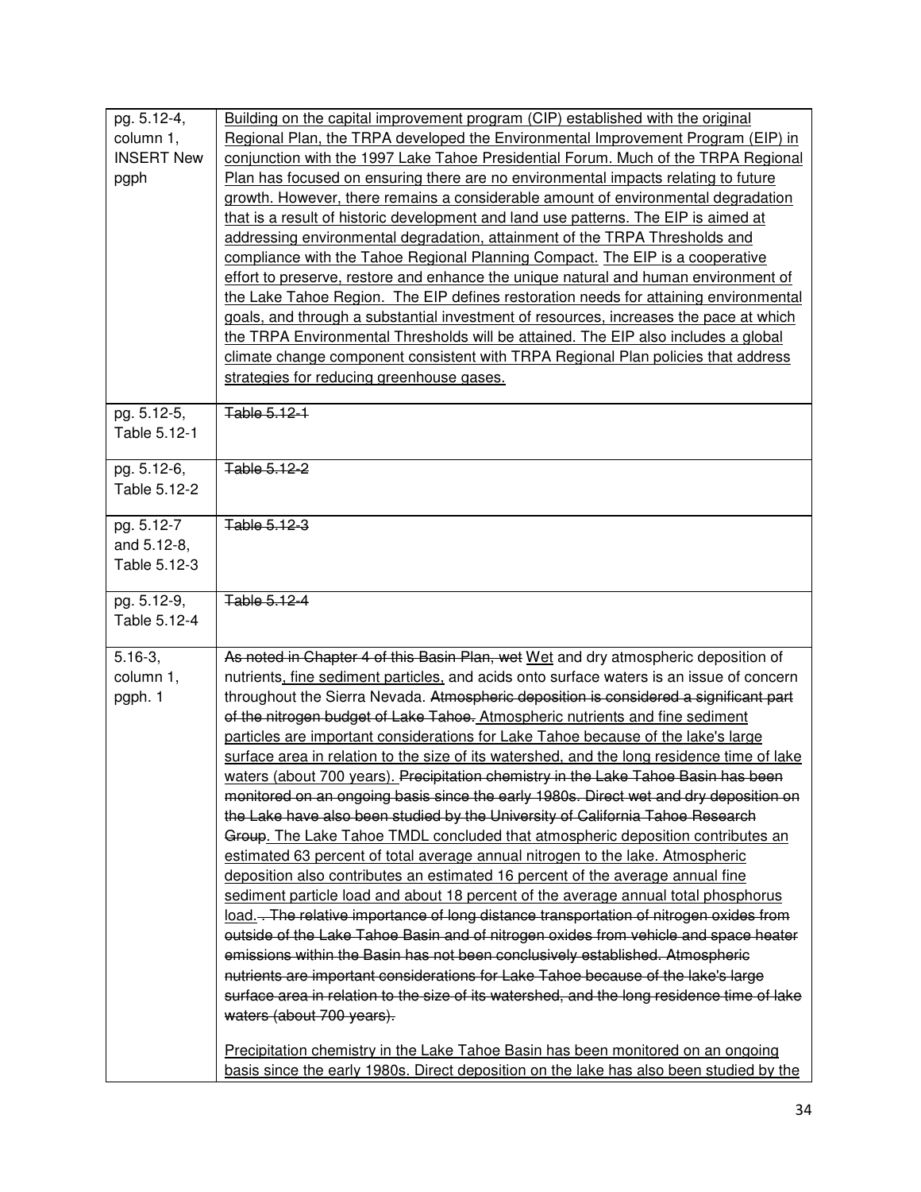| | |
|---|---|
| pg. 5.12-4, column 1, INSERT New pgph | <u>Building on the capital improvement program (CIP) established with the original Regional Plan, the TRPA developed the Environmental Improvement Program (EIP) in conjunction with the 1997 Lake Tahoe Presidential Forum. Much of the TRPA Regional Plan has focused on ensuring there are no environmental impacts relating to future growth. However, there remains a considerable amount of environmental degradation that is a result of historic development and land use patterns. The EIP is aimed at addressing environmental degradation, attainment of the TRPA Thresholds and compliance with the Tahoe Regional Planning Compact. The EIP is a cooperative effort to preserve, restore and enhance the unique natural and human environment of the Lake Tahoe Region. The EIP defines restoration needs for attaining environmental goals, and through a substantial investment of resources, increases the pace at which the TRPA Environmental Thresholds will be attained. The EIP also includes a global climate change component consistent with TRPA Regional Plan policies that address strategies for reducing greenhouse gases.</u> |
| pg. 5.12-5, Table 5.12-1 | ~~Table 5.12-1~~ |
| pg. 5.12-6, Table 5.12-2 | ~~Table 5.12-2~~ |
| pg. 5.12-7 and 5.12-8, Table 5.12-3 | ~~Table 5.12-3~~ |
| pg. 5.12-9, Table 5.12-4 | ~~Table 5.12-4~~ |
| 5.16-3, column 1, pgph. 1 | ~~As noted in Chapter 4 of this Basin Plan, wet~~ <u>Wet</u> and dry atmospheric deposition of nutrients<u>, fine sediment particles,</u> and acids onto surface waters is an issue of concern throughout the Sierra Nevada. ~~Atmospheric deposition is considered a significant part of the nitrogen budget of Lake Tahoe.~~ <u>Atmospheric nutrients and fine sediment particles are important considerations for Lake Tahoe because of the lake's large surface area in relation to the size of its watershed, and the long residence time of lake waters (about 700 years).</u> ~~Precipitation chemistry in the Lake Tahoe Basin has been monitored on an ongoing basis since the early 1980s. Direct wet and dry deposition on the Lake have also been studied by the University of California Tahoe Research Group.~~ <u>The Lake Tahoe TMDL concluded that atmospheric deposition contributes an estimated 63 percent of total average annual nitrogen to the lake. Atmospheric deposition also contributes an estimated 16 percent of the average annual fine sediment particle load and about 18 percent of the average annual total phosphorus load.</u> ~~. The relative importance of long distance transportation of nitrogen oxides from outside of the Lake Tahoe Basin and of nitrogen oxides from vehicle and space heater emissions within the Basin has not been conclusively established. Atmospheric nutrients are important considerations for Lake Tahoe because of the lake's large surface area in relation to the size of its watershed, and the long residence time of lake waters (about 700 years).~~<br><br><u>Precipitation chemistry in the Lake Tahoe Basin has been monitored on an ongoing basis since the early 1980s. Direct deposition on the lake has also been studied by the</u> |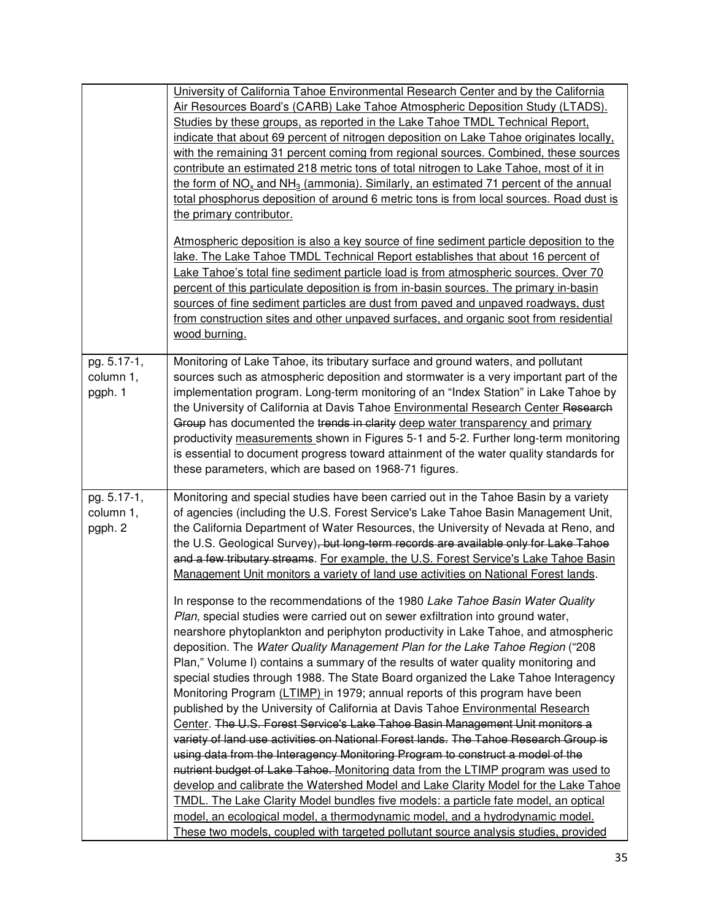| | |
|---|---|
| | University of California Tahoe Environmental Research Center and by the California Air Resources Board's (CARB) Lake Tahoe Atmospheric Deposition Study (LTADS). Studies by these groups, as reported in the Lake Tahoe TMDL Technical Report, indicate that about 69 percent of nitrogen deposition on Lake Tahoe originates locally, with the remaining 31 percent coming from regional sources. Combined, these sources contribute an estimated 218 metric tons of total nitrogen to Lake Tahoe, most of it in the form of $NO_x$ and $NH_3$ (ammonia). Similarly, an estimated 71 percent of the annual total phosphorus deposition of around 6 metric tons is from local sources. Road dust is the primary contributor.<br><br>Atmospheric deposition is also a key source of fine sediment particle deposition to the lake. The Lake Tahoe TMDL Technical Report establishes that about 16 percent of Lake Tahoe's total fine sediment particle load is from atmospheric sources. Over 70 percent of this particulate deposition is from in-basin sources. The primary in-basin sources of fine sediment particles are dust from paved and unpaved roadways, dust from construction sites and other unpaved surfaces, and organic soot from residential wood burning. |
| pg. 5.17-1, column 1, pgph. 1 | Monitoring of Lake Tahoe, its tributary surface and ground waters, and pollutant sources such as atmospheric deposition and stormwater is a very important part of the implementation program. Long-term monitoring of an "Index Station" in Lake Tahoe by the University of California at Davis Tahoe Environmental Research Center ~~Research Group~~ has documented the ~~trends in clarity~~ deep water transparency and primary productivity measurements shown in Figures 5-1 and 5-2. Further long-term monitoring is essential to document progress toward attainment of the water quality standards for these parameters, which are based on 1968-71 figures. |
| pg. 5.17-1, column 1, pgph. 2 | Monitoring and special studies have been carried out in the Tahoe Basin by a variety of agencies (including the U.S. Forest Service's Lake Tahoe Basin Management Unit, the California Department of Water Resources, the University of Nevada at Reno, and the U.S. Geological Survey)~~, but long-term records are available only for Lake Tahoe and a few tributary streams~~. For example, the U.S. Forest Service's Lake Tahoe Basin Management Unit monitors a variety of land use activities on National Forest lands.<br><br>In response to the recommendations of the 1980 *Lake Tahoe Basin Water Quality Plan,* special studies were carried out on sewer exfiltration into ground water, nearshore phytoplankton and periphyton productivity in Lake Tahoe, and atmospheric deposition. The *Water Quality Management Plan for the Lake Tahoe Region* ("208 Plan," Volume I) contains a summary of the results of water quality monitoring and special studies through 1988. The State Board organized the Lake Tahoe Interagency Monitoring Program (LTIMP) in 1979; annual reports of this program have been published by the University of California at Davis Tahoe Environmental Research Center. ~~The U.S. Forest Service's Lake Tahoe Basin Management Unit monitors a variety of land use activities on National Forest lands. The Tahoe Research Group is using data from the Interagency Monitoring Program to construct a model of the nutrient budget of Lake Tahoe.~~ Monitoring data from the LTIMP program was used to develop and calibrate the Watershed Model and Lake Clarity Model for the Lake Tahoe TMDL. The Lake Clarity Model bundles five models: a particle fate model, an optical model, an ecological model, a thermodynamic model, and a hydrodynamic model. These two models, coupled with targeted pollutant source analysis studies, provided |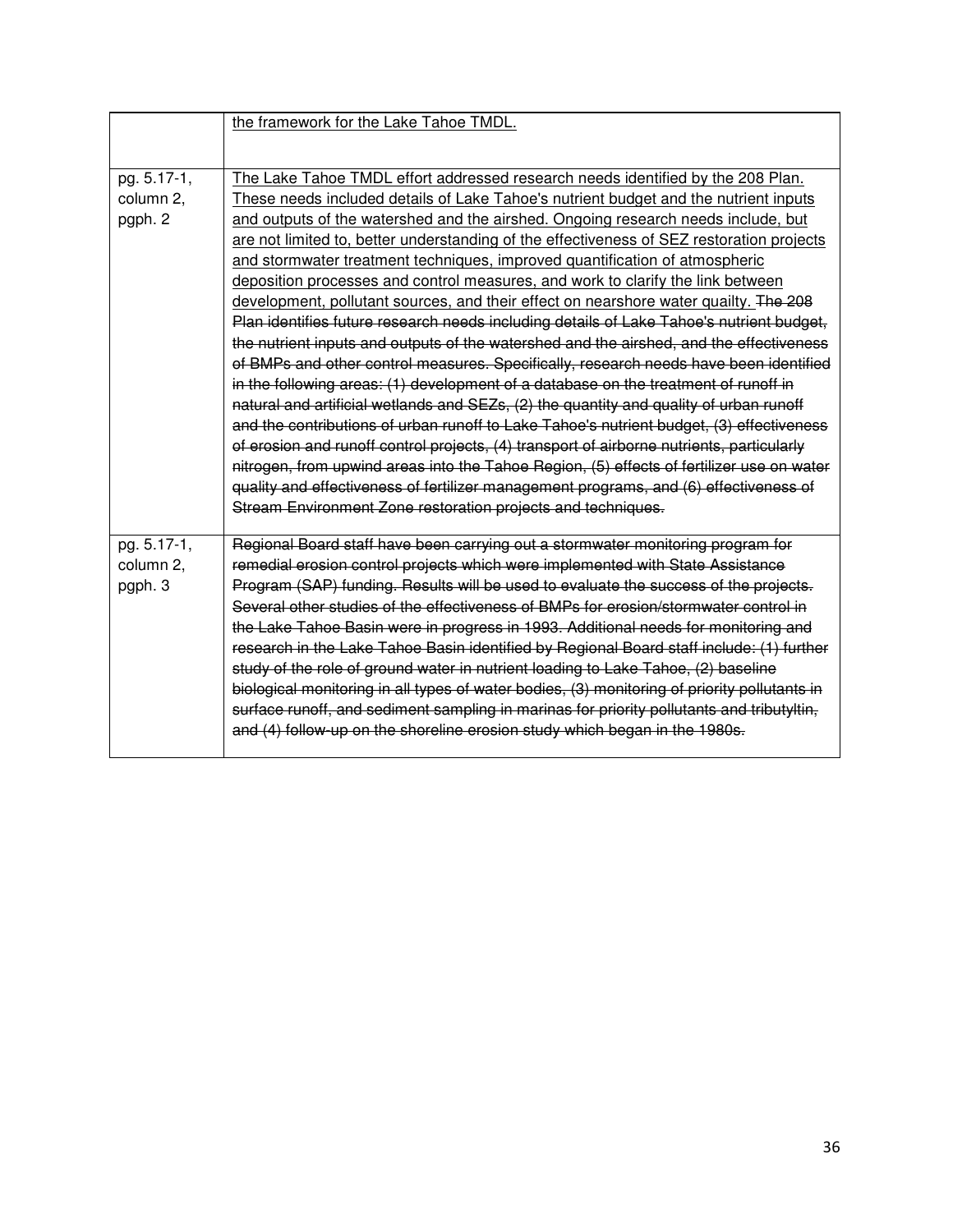| | |
|---|---|
| | <u>the framework for the Lake Tahoe TMDL.</u> |
| pg. 5.17-1, column 2, pgph. 2 | <u>The Lake Tahoe TMDL effort addressed research needs identified by the 208 Plan. These needs included details of Lake Tahoe's nutrient budget and the nutrient inputs and outputs of the watershed and the airshed. Ongoing research needs include, but are not limited to, better understanding of the effectiveness of SEZ restoration projects and stormwater treatment techniques, improved quantification of atmospheric deposition processes and control measures, and work to clarify the link between development, pollutant sources, and their effect on nearshore water quailty.</u> ~~The 208 Plan identifies future research needs including details of Lake Tahoe's nutrient budget, the nutrient inputs and outputs of the watershed and the airshed, and the effectiveness of BMPs and other control measures. Specifically, research needs have been identified in the following areas: (1) development of a database on the treatment of runoff in natural and artificial wetlands and SEZs, (2) the quantity and quality of urban runoff and the contributions of urban runoff to Lake Tahoe's nutrient budget, (3) effectiveness of erosion and runoff control projects, (4) transport of airborne nutrients, particularly nitrogen, from upwind areas into the Tahoe Region, (5) effects of fertilizer use on water quality and effectiveness of fertilizer management programs, and (6) effectiveness of Stream Environment Zone restoration projects and techniques.~~ |
| pg. 5.17-1, column 2, pgph. 3 | ~~Regional Board staff have been carrying out a stormwater monitoring program for remedial erosion control projects which were implemented with State Assistance Program (SAP) funding. Results will be used to evaluate the success of the projects. Several other studies of the effectiveness of BMPs for erosion/stormwater control in the Lake Tahoe Basin were in progress in 1993. Additional needs for monitoring and research in the Lake Tahoe Basin identified by Regional Board staff include: (1) further study of the role of ground water in nutrient loading to Lake Tahoe, (2) baseline biological monitoring in all types of water bodies, (3) monitoring of priority pollutants in surface runoff, and sediment sampling in marinas for priority pollutants and tributyltin, and (4) follow-up on the shoreline erosion study which began in the 1980s.~~ |